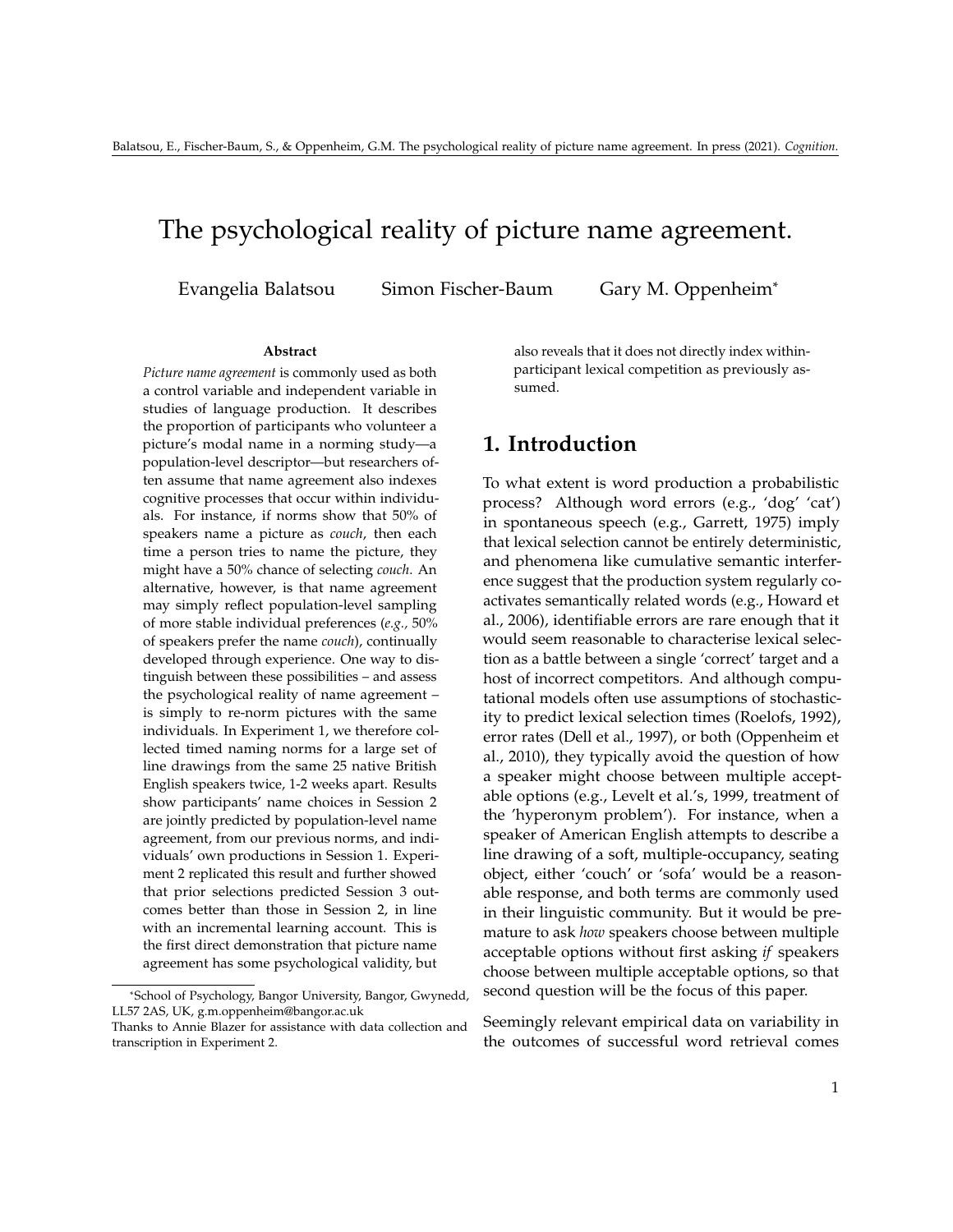# The psychological reality of picture name agreement.

Evangelia Balatsou  Simon Fischer-Baum  Gary M. Oppenheim*

**Abstract**

*Picture name agreement* is commonly used as both a control variable and independent variable in studies of language production. It describes the proportion of participants who volunteer a picture's modal name in a norming study—a population-level descriptor—but researchers often assume that name agreement also indexes cognitive processes that occur within individuals. For instance, if norms show that 50% of speakers name a picture as *couch*, then each time a person tries to name the picture, they might have a 50% chance of selecting *couch*. An alternative, however, is that name agreement may simply reflect population-level sampling of more stable individual preferences (*e.g.,* 50% of speakers prefer the name *couch*), continually developed through experience. One way to distinguish between these possibilities – and assess the psychological reality of name agreement – is simply to re-norm pictures with the same individuals. In Experiment 1, we therefore collected timed naming norms for a large set of line drawings from the same 25 native British English speakers twice, 1-2 weeks apart. Results show participants' name choices in Session 2 are jointly predicted by population-level name agreement, from our previous norms, and individuals' own productions in Session 1. Experiment 2 replicated this result and further showed that prior selections predicted Session 3 outcomes better than those in Session 2, in line with an incremental learning account. This is the first direct demonstration that picture name agreement has some psychological validity, but also reveals that it does not directly index within-participant lexical competition as previously assumed.

*School of Psychology, Bangor University, Bangor, Gwynedd, LL57 2AS, UK, g.m.oppenheim@bangor.ac.uk
Thanks to Annie Blazer for assistance with data collection and transcription in Experiment 2.

## 1. Introduction

To what extent is word production a probabilistic process? Although word errors (e.g., 'dog' 'cat') in spontaneous speech (e.g., Garrett, 1975) imply that lexical selection cannot be entirely deterministic, and phenomena like cumulative semantic interference suggest that the production system regularly coactivates semantically related words (e.g., Howard et al., 2006), identifiable errors are rare enough that it would seem reasonable to characterise lexical selection as a battle between a single 'correct' target and a host of incorrect competitors. And although computational models often use assumptions of stochasticity to predict lexical selection times (Roelofs, 1992), error rates (Dell et al., 1997), or both (Oppenheim et al., 2010), they typically avoid the question of how a speaker might choose between multiple acceptable options (e.g., Levelt et al.'s, 1999, treatment of the 'hyperonym problem'). For instance, when a speaker of American English attempts to describe a line drawing of a soft, multiple-occupancy, seating object, either 'couch' or 'sofa' would be a reasonable response, and both terms are commonly used in their linguistic community. But it would be premature to ask *how* speakers choose between multiple acceptable options without first asking *if* speakers choose between multiple acceptable options, so that second question will be the focus of this paper.

Seemingly relevant empirical data on variability in the outcomes of successful word retrieval comes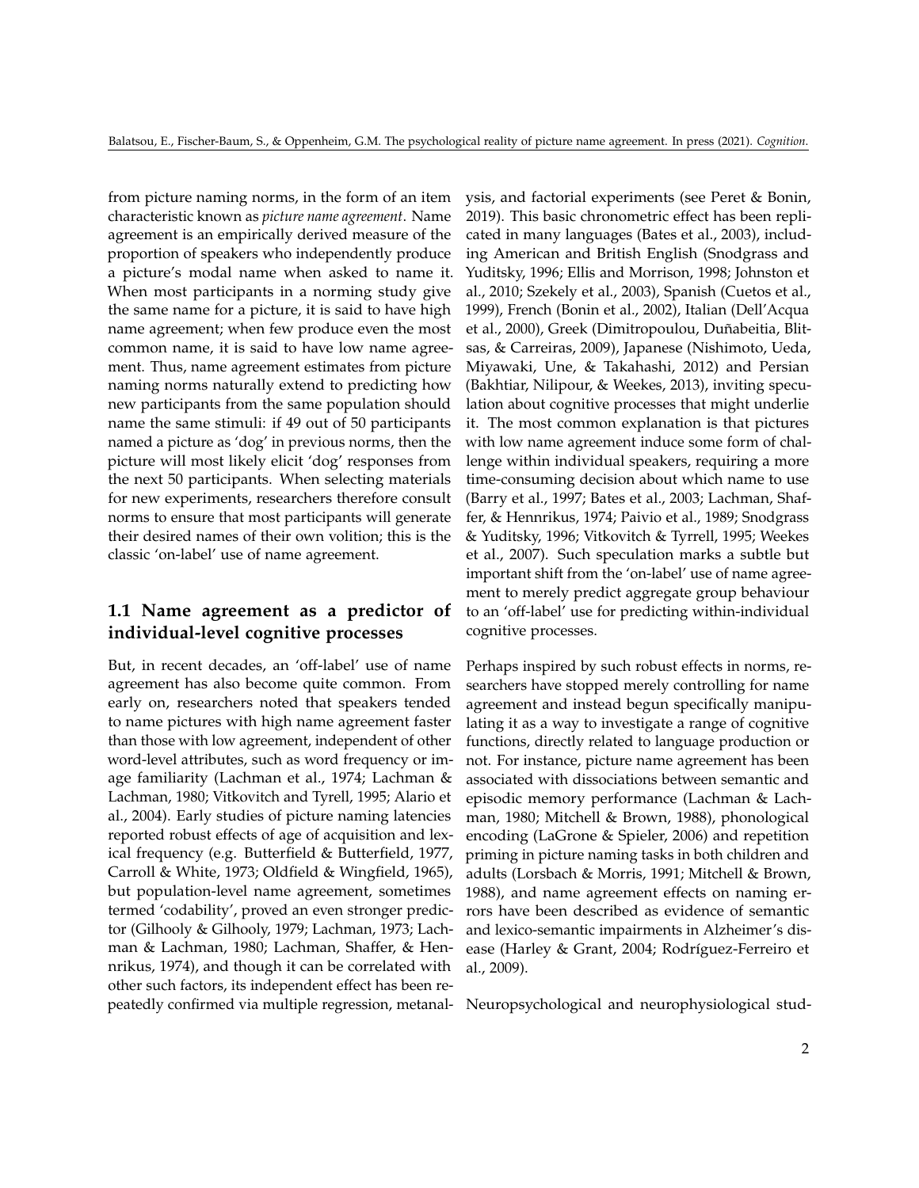from picture naming norms, in the form of an item characteristic known as *picture name agreement*. Name agreement is an empirically derived measure of the proportion of speakers who independently produce a picture's modal name when asked to name it. When most participants in a norming study give the same name for a picture, it is said to have high name agreement; when few produce even the most common name, it is said to have low name agreement. Thus, name agreement estimates from picture naming norms naturally extend to predicting how new participants from the same population should name the same stimuli: if 49 out of 50 participants named a picture as 'dog' in previous norms, then the picture will most likely elicit 'dog' responses from the next 50 participants. When selecting materials for new experiments, researchers therefore consult norms to ensure that most participants will generate their desired names of their own volition; this is the classic 'on-label' use of name agreement.

## 1.1 Name agreement as a predictor of individual-level cognitive processes

But, in recent decades, an 'off-label' use of name agreement has also become quite common. From early on, researchers noted that speakers tended to name pictures with high name agreement faster than those with low agreement, independent of other word-level attributes, such as word frequency or image familiarity (Lachman et al., 1974; Lachman & Lachman, 1980; Vitkovitch and Tyrell, 1995; Alario et al., 2004). Early studies of picture naming latencies reported robust effects of age of acquisition and lexical frequency (e.g. Butterfield & Butterfield, 1977, Carroll & White, 1973; Oldfield & Wingfield, 1965), but population-level name agreement, sometimes termed 'codability', proved an even stronger predictor (Gilhooly & Gilhooly, 1979; Lachman, 1973; Lachman & Lachman, 1980; Lachman, Shaffer, & Hennrikus, 1974), and though it can be correlated with other such factors, its independent effect has been repeatedly confirmed via multiple regression, metanalysis, and factorial experiments (see Peret & Bonin, 2019). This basic chronometric effect has been replicated in many languages (Bates et al., 2003), including American and British English (Snodgrass and Yuditsky, 1996; Ellis and Morrison, 1998; Johnston et al., 2010; Szekely et al., 2003), Spanish (Cuetos et al., 1999), French (Bonin et al., 2002), Italian (Dell'Acqua et al., 2000), Greek (Dimitropoulou, Duñabeitia, Blitsas, & Carreiras, 2009), Japanese (Nishimoto, Ueda, Miyawaki, Une, & Takahashi, 2012) and Persian (Bakhtiar, Nilipour, & Weekes, 2013), inviting speculation about cognitive processes that might underlie it. The most common explanation is that pictures with low name agreement induce some form of challenge within individual speakers, requiring a more time-consuming decision about which name to use (Barry et al., 1997; Bates et al., 2003; Lachman, Shaffer, & Hennrikus, 1974; Paivio et al., 1989; Snodgrass & Yuditsky, 1996; Vitkovitch & Tyrrell, 1995; Weekes et al., 2007). Such speculation marks a subtle but important shift from the 'on-label' use of name agreement to merely predict aggregate group behaviour to an 'off-label' use for predicting within-individual cognitive processes.

Perhaps inspired by such robust effects in norms, researchers have stopped merely controlling for name agreement and instead begun specifically manipulating it as a way to investigate a range of cognitive functions, directly related to language production or not. For instance, picture name agreement has been associated with dissociations between semantic and episodic memory performance (Lachman & Lachman, 1980; Mitchell & Brown, 1988), phonological encoding (LaGrone & Spieler, 2006) and repetition priming in picture naming tasks in both children and adults (Lorsbach & Morris, 1991; Mitchell & Brown, 1988), and name agreement effects on naming errors have been described as evidence of semantic and lexico-semantic impairments in Alzheimer's disease (Harley & Grant, 2004; Rodríguez-Ferreiro et al., 2009).

Neuropsychological and neurophysiological stud-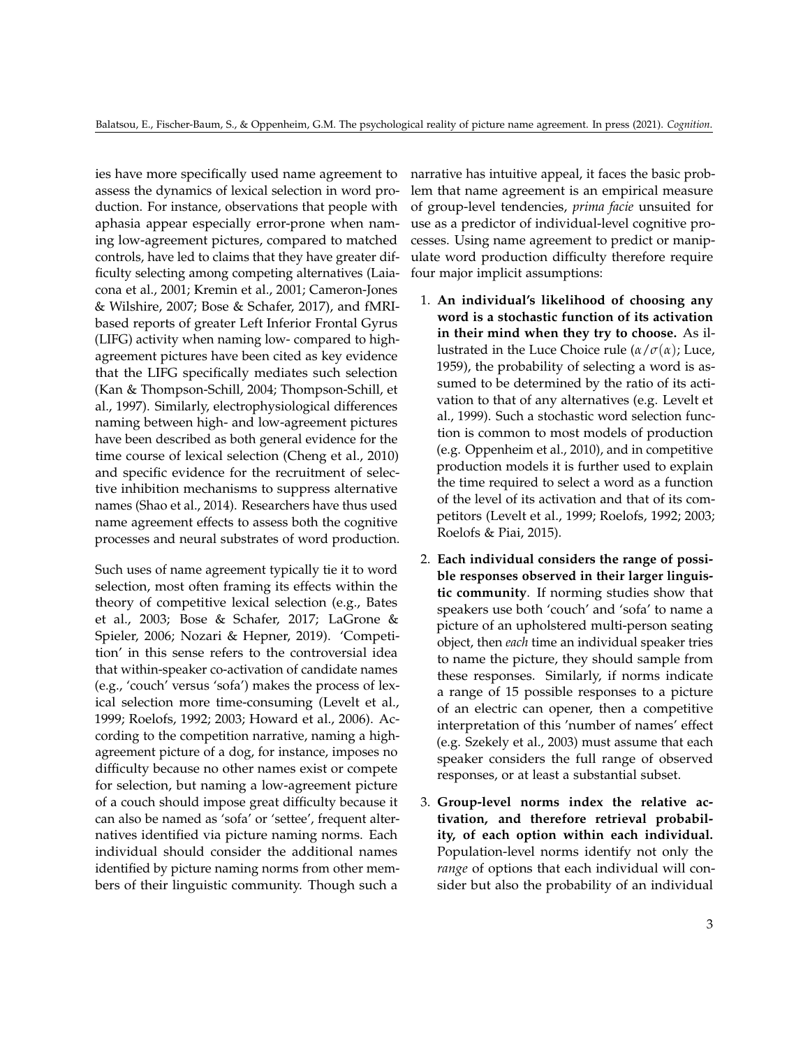ies have more specifically used name agreement to assess the dynamics of lexical selection in word production. For instance, observations that people with aphasia appear especially error-prone when naming low-agreement pictures, compared to matched controls, have led to claims that they have greater difficulty selecting among competing alternatives (Laiacona et al., 2001; Kremin et al., 2001; Cameron-Jones & Wilshire, 2007; Bose & Schafer, 2017), and fMRI-based reports of greater Left Inferior Frontal Gyrus (LIFG) activity when naming low- compared to high-agreement pictures have been cited as key evidence that the LIFG specifically mediates such selection (Kan & Thompson-Schill, 2004; Thompson-Schill, et al., 1997). Similarly, electrophysiological differences naming between high- and low-agreement pictures have been described as both general evidence for the time course of lexical selection (Cheng et al., 2010) and specific evidence for the recruitment of selective inhibition mechanisms to suppress alternative names (Shao et al., 2014). Researchers have thus used name agreement effects to assess both the cognitive processes and neural substrates of word production.

Such uses of name agreement typically tie it to word selection, most often framing its effects within the theory of competitive lexical selection (e.g., Bates et al., 2003; Bose & Schafer, 2017; LaGrone & Spieler, 2006; Nozari & Hepner, 2019). 'Competition' in this sense refers to the controversial idea that within-speaker co-activation of candidate names (e.g., 'couch' versus 'sofa') makes the process of lexical selection more time-consuming (Levelt et al., 1999; Roelofs, 1992; 2003; Howard et al., 2006). According to the competition narrative, naming a high-agreement picture of a dog, for instance, imposes no difficulty because no other names exist or compete for selection, but naming a low-agreement picture of a couch should impose great difficulty because it can also be named as 'sofa' or 'settee', frequent alternatives identified via picture naming norms. Each individual should consider the additional names identified by picture naming norms from other members of their linguistic community. Though such a narrative has intuitive appeal, it faces the basic problem that name agreement is an empirical measure of group-level tendencies, *prima facie* unsuited for use as a predictor of individual-level cognitive processes. Using name agreement to predict or manipulate word production difficulty therefore require four major implicit assumptions:

1. **An individual's likelihood of choosing any word is a stochastic function of its activation in their mind when they try to choose.** As illustrated in the Luce Choice rule ($\alpha/\sigma(\alpha)$; Luce, 1959), the probability of selecting a word is assumed to be determined by the ratio of its activation to that of any alternatives (e.g. Levelt et al., 1999). Such a stochastic word selection function is common to most models of production (e.g. Oppenheim et al., 2010), and in competitive production models it is further used to explain the time required to select a word as a function of the level of its activation and that of its competitors (Levelt et al., 1999; Roelofs, 1992; 2003; Roelofs & Piai, 2015).

2. **Each individual considers the range of possible responses observed in their larger linguistic community**. If norming studies show that speakers use both 'couch' and 'sofa' to name a picture of an upholstered multi-person seating object, then *each* time an individual speaker tries to name the picture, they should sample from these responses. Similarly, if norms indicate a range of 15 possible responses to a picture of an electric can opener, then a competitive interpretation of this 'number of names' effect (e.g. Szekely et al., 2003) must assume that each speaker considers the full range of observed responses, or at least a substantial subset.

3. **Group-level norms index the relative activation, and therefore retrieval probability, of each option within each individual.** Population-level norms identify not only the *range* of options that each individual will consider but also the probability of an individual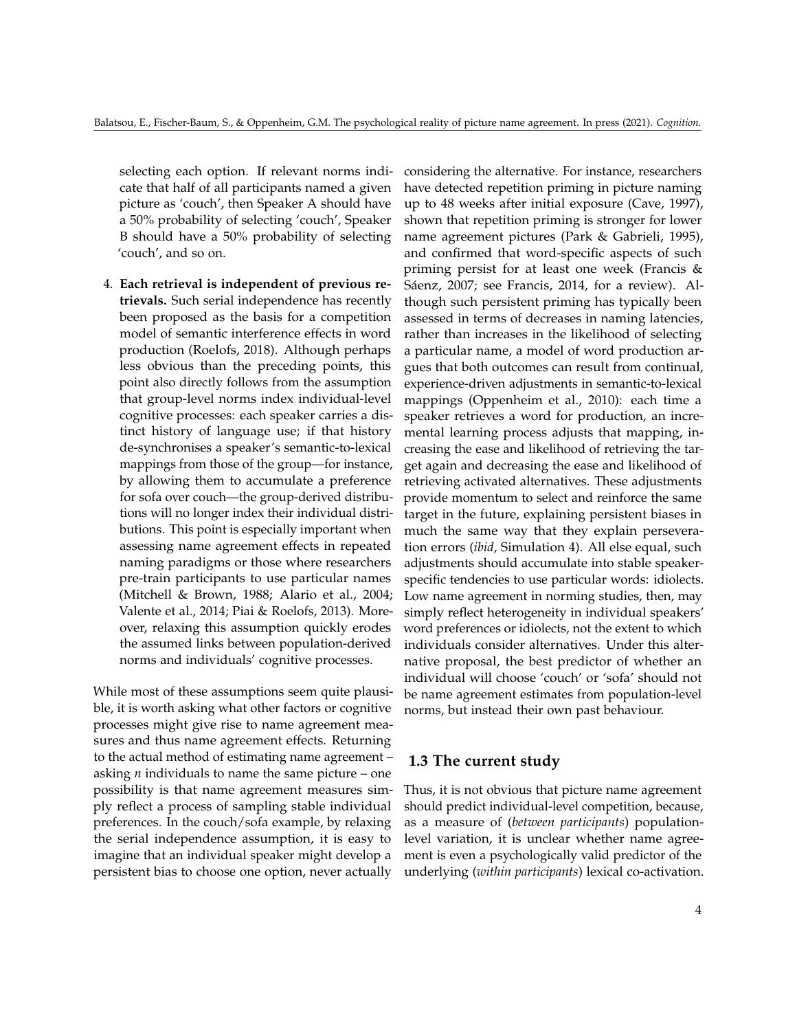selecting each option. If relevant norms indicate that half of all participants named a given picture as 'couch', then Speaker A should have a 50% probability of selecting 'couch', Speaker B should have a 50% probability of selecting 'couch', and so on.

4. **Each retrieval is independent of previous retrievals.** Such serial independence has recently been proposed as the basis for a competition model of semantic interference effects in word production (Roelofs, 2018). Although perhaps less obvious than the preceding points, this point also directly follows from the assumption that group-level norms index individual-level cognitive processes: each speaker carries a distinct history of language use; if that history de-synchronises a speaker's semantic-to-lexical mappings from those of the group—for instance, by allowing them to accumulate a preference for sofa over couch—the group-derived distributions will no longer index their individual distributions. This point is especially important when assessing name agreement effects in repeated naming paradigms or those where researchers pre-train participants to use particular names (Mitchell & Brown, 1988; Alario et al., 2004; Valente et al., 2014; Piai & Roelofs, 2013). Moreover, relaxing this assumption quickly erodes the assumed links between population-derived norms and individuals' cognitive processes.

While most of these assumptions seem quite plausible, it is worth asking what other factors or cognitive processes might give rise to name agreement measures and thus name agreement effects. Returning to the actual method of estimating name agreement – asking *n* individuals to name the same picture – one possibility is that name agreement measures simply reflect a process of sampling stable individual preferences. In the couch/sofa example, by relaxing the serial independence assumption, it is easy to imagine that an individual speaker might develop a persistent bias to choose one option, never actually considering the alternative. For instance, researchers have detected repetition priming in picture naming up to 48 weeks after initial exposure (Cave, 1997), shown that repetition priming is stronger for lower name agreement pictures (Park & Gabrieli, 1995), and confirmed that word-specific aspects of such priming persist for at least one week (Francis & Sáenz, 2007; see Francis, 2014, for a review). Although such persistent priming has typically been assessed in terms of decreases in naming latencies, rather than increases in the likelihood of selecting a particular name, a model of word production argues that both outcomes can result from continual, experience-driven adjustments in semantic-to-lexical mappings (Oppenheim et al., 2010): each time a speaker retrieves a word for production, an incremental learning process adjusts that mapping, increasing the ease and likelihood of retrieving the target again and decreasing the ease and likelihood of retrieving activated alternatives. These adjustments provide momentum to select and reinforce the same target in the future, explaining persistent biases in much the same way that they explain perseveration errors (*ibid*, Simulation 4). All else equal, such adjustments should accumulate into stable speaker-specific tendencies to use particular words: idiolects. Low name agreement in norming studies, then, may simply reflect heterogeneity in individual speakers' word preferences or idiolects, not the extent to which individuals consider alternatives. Under this alternative proposal, the best predictor of whether an individual will choose 'couch' or 'sofa' should not be name agreement estimates from population-level norms, but instead their own past behaviour.

## 1.3 The current study

Thus, it is not obvious that picture name agreement should predict individual-level competition, because, as a measure of (*between participants*) population-level variation, it is unclear whether name agreement is even a psychologically valid predictor of the underlying (*within participants*) lexical co-activation.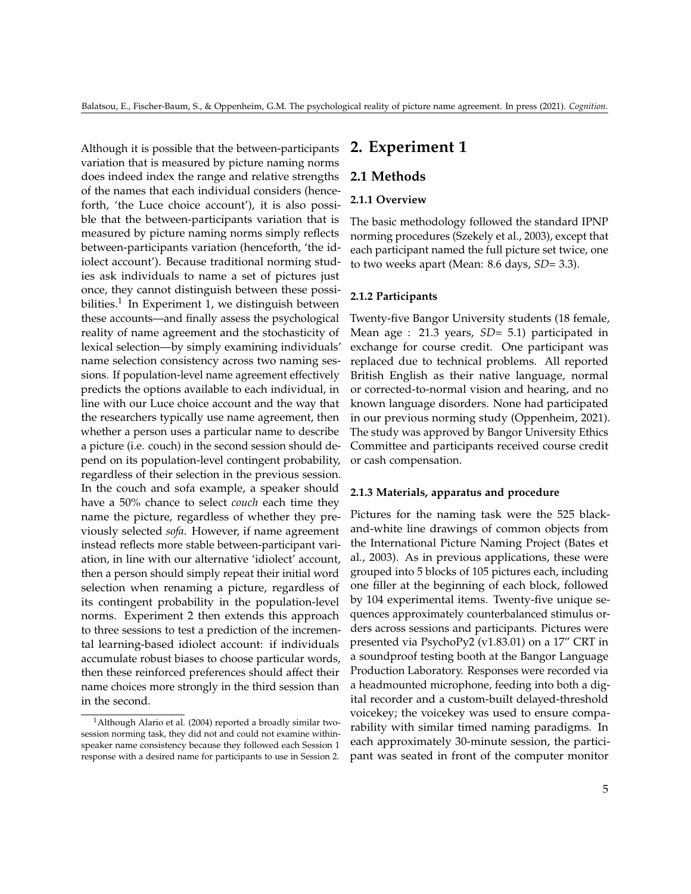Although it is possible that the between-participants variation that is measured by picture naming norms does indeed index the range and relative strengths of the names that each individual considers (henceforth, 'the Luce choice account'), it is also possible that the between-participants variation that is measured by picture naming norms simply reflects between-participants variation (henceforth, 'the idiolect account'). Because traditional norming studies ask individuals to name a set of pictures just once, they cannot distinguish between these possibilities.[1] In Experiment 1, we distinguish between these accounts—and finally assess the psychological reality of name agreement and the stochasticity of lexical selection—by simply examining individuals' name selection consistency across two naming sessions. If population-level name agreement effectively predicts the options available to each individual, in line with our Luce choice account and the way that the researchers typically use name agreement, then whether a person uses a particular name to describe a picture (i.e. couch) in the second session should depend on its population-level contingent probability, regardless of their selection in the previous session. In the couch and sofa example, a speaker should have a 50% chance to select *couch* each time they name the picture, regardless of whether they previously selected *sofa*. However, if name agreement instead reflects more stable between-participant variation, in line with our alternative 'idiolect' account, then a person should simply repeat their initial word selection when renaming a picture, regardless of its contingent probability in the population-level norms. Experiment 2 then extends this approach to three sessions to test a prediction of the incremental learning-based idiolect account: if individuals accumulate robust biases to choose particular words, then these reinforced preferences should affect their name choices more strongly in the third session than in the second.

[1] Although Alario et al. (2004) reported a broadly similar two-session norming task, they did not and could not examine within-speaker name consistency because they followed each Session 1 response with a desired name for participants to use in Session 2.

# 2. Experiment 1

## 2.1 Methods

### 2.1.1 Overview

The basic methodology followed the standard IPNP norming procedures (Szekely et al., 2003), except that each participant named the full picture set twice, one to two weeks apart (Mean: 8.6 days, *SD*= 3.3).

### 2.1.2 Participants

Twenty-five Bangor University students (18 female, Mean age : 21.3 years, *SD*= 5.1) participated in exchange for course credit. One participant was replaced due to technical problems. All reported British English as their native language, normal or corrected-to-normal vision and hearing, and no known language disorders. None had participated in our previous norming study (Oppenheim, 2021). The study was approved by Bangor University Ethics Committee and participants received course credit or cash compensation.

### 2.1.3 Materials, apparatus and procedure

Pictures for the naming task were the 525 black-and-white line drawings of common objects from the International Picture Naming Project (Bates et al., 2003). As in previous applications, these were grouped into 5 blocks of 105 pictures each, including one filler at the beginning of each block, followed by 104 experimental items. Twenty-five unique sequences approximately counterbalanced stimulus orders across sessions and participants. Pictures were presented via PsychoPy2 (v1.83.01) on a 17" CRT in a soundproof testing booth at the Bangor Language Production Laboratory. Responses were recorded via a headmounted microphone, feeding into both a digital recorder and a custom-built delayed-threshold voicekey; the voicekey was used to ensure comparability with similar timed naming paradigms. In each approximately 30-minute session, the participant was seated in front of the computer monitor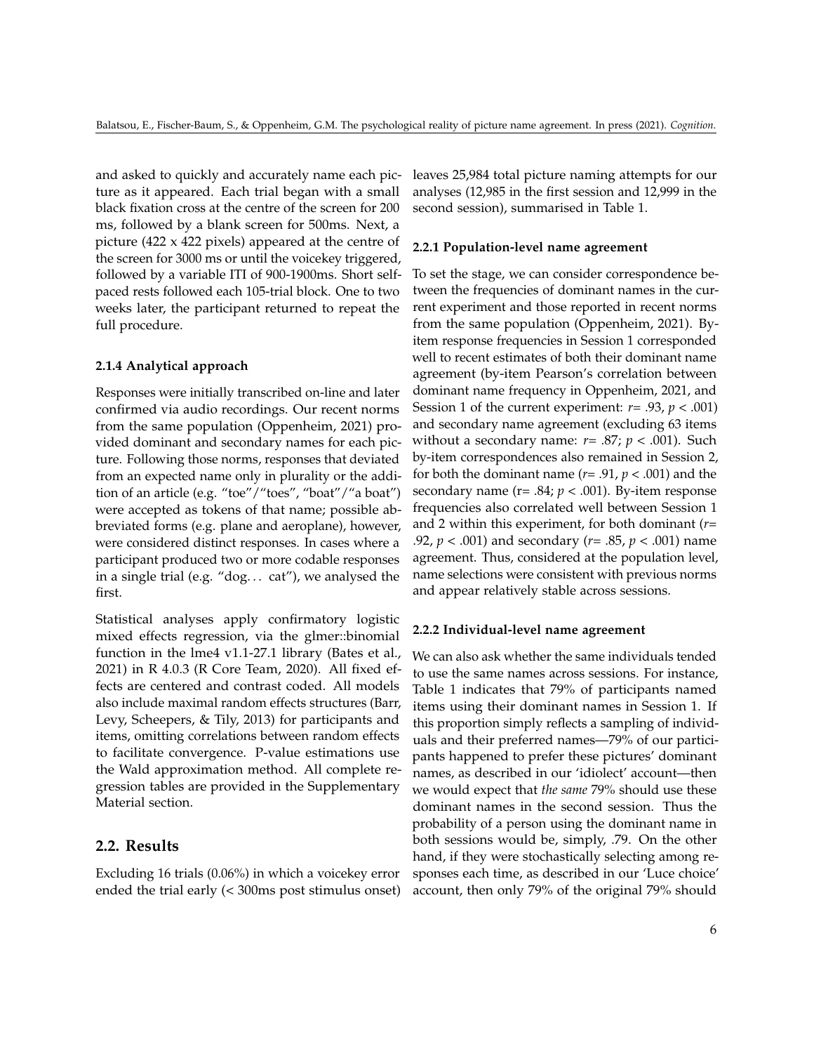and asked to quickly and accurately name each picture as it appeared. Each trial began with a small black fixation cross at the centre of the screen for 200 ms, followed by a blank screen for 500ms. Next, a picture (422 x 422 pixels) appeared at the centre of the screen for 3000 ms or until the voicekey triggered, followed by a variable ITI of 900-1900ms. Short self-paced rests followed each 105-trial block. One to two weeks later, the participant returned to repeat the full procedure.

#### 2.1.4 Analytical approach

Responses were initially transcribed on-line and later confirmed via audio recordings. Our recent norms from the same population (Oppenheim, 2021) provided dominant and secondary names for each picture. Following those norms, responses that deviated from an expected name only in plurality or the addition of an article (e.g. "toe"/"toes", "boat"/"a boat") were accepted as tokens of that name; possible abbreviated forms (e.g. plane and aeroplane), however, were considered distinct responses. In cases where a participant produced two or more codable responses in a single trial (e.g. "dog… cat"), we analysed the first.

Statistical analyses apply confirmatory logistic mixed effects regression, via the glmer::binomial function in the lme4 v1.1-27.1 library (Bates et al., 2021) in R 4.0.3 (R Core Team, 2020). All fixed effects are centered and contrast coded. All models also include maximal random effects structures (Barr, Levy, Scheepers, & Tily, 2013) for participants and items, omitting correlations between random effects to facilitate convergence. P-value estimations use the Wald approximation method. All complete regression tables are provided in the Supplementary Material section.

### 2.2. Results

Excluding 16 trials (0.06%) in which a voicekey error ended the trial early (< 300ms post stimulus onset) leaves 25,984 total picture naming attempts for our analyses (12,985 in the first session and 12,999 in the second session), summarised in Table 1.

#### 2.2.1 Population-level name agreement

To set the stage, we can consider correspondence between the frequencies of dominant names in the current experiment and those reported in recent norms from the same population (Oppenheim, 2021). By-item response frequencies in Session 1 corresponded well to recent estimates of both their dominant name agreement (by-item Pearson's correlation between dominant name frequency in Oppenheim, 2021, and Session 1 of the current experiment: $r = .93$, $p < .001$) and secondary name agreement (excluding 63 items without a secondary name: $r = .87$; $p < .001$). Such by-item correspondences also remained in Session 2, for both the dominant name ($r = .91$, $p < .001$) and the secondary name ($r = .84$; $p < .001$). By-item response frequencies also correlated well between Session 1 and 2 within this experiment, for both dominant ($r = .92$, $p < .001$) and secondary ($r = .85$, $p < .001$) name agreement. Thus, considered at the population level, name selections were consistent with previous norms and appear relatively stable across sessions.

#### 2.2.2 Individual-level name agreement

We can also ask whether the same individuals tended to use the same names across sessions. For instance, Table 1 indicates that 79% of participants named items using their dominant names in Session 1. If this proportion simply reflects a sampling of individuals and their preferred names—79% of our participants happened to prefer these pictures' dominant names, as described in our 'idiolect' account—then we would expect that *the same* 79% should use these dominant names in the second session. Thus the probability of a person using the dominant name in both sessions would be, simply, .79. On the other hand, if they were stochastically selecting among responses each time, as described in our 'Luce choice' account, then only 79% of the original 79% should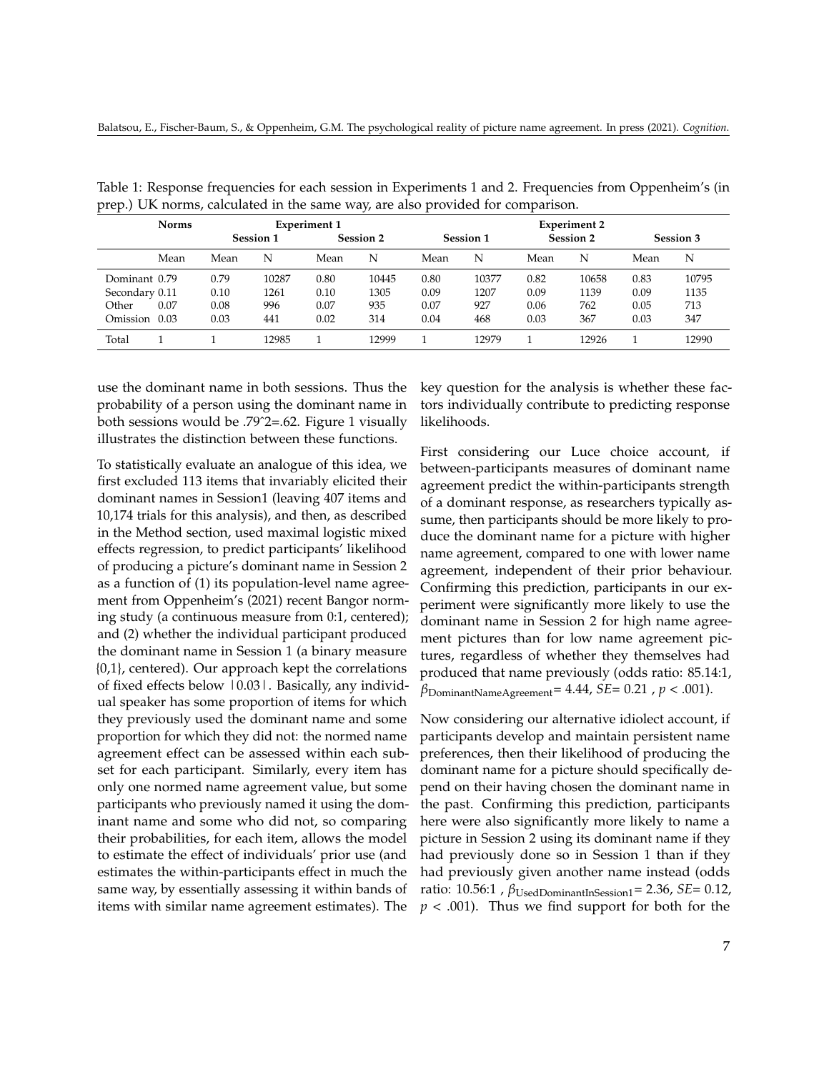Table 1: Response frequencies for each session in Experiments 1 and 2. Frequencies from Oppenheim's (in prep.) UK norms, calculated in the same way, are also provided for comparison.

| | Norms | Experiment 1 | | | | Experiment 2 | | | | | |
|---|---|---|---|---|---|---|---|---|---|---|---|
| | | Session 1 | | Session 2 | | Session 1 | | Session 2 | | Session 3 | |
| | Mean | Mean | N | Mean | N | Mean | N | Mean | N | Mean | N |
| Dominant | 0.79 | 0.79 | 10287 | 0.80 | 10445 | 0.80 | 10377 | 0.82 | 10658 | 0.83 | 10795 |
| Secondary | 0.11 | 0.10 | 1261 | 0.10 | 1305 | 0.09 | 1207 | 0.09 | 1139 | 0.09 | 1135 |
| Other | 0.07 | 0.08 | 996 | 0.07 | 935 | 0.07 | 927 | 0.06 | 762 | 0.05 | 713 |
| Omission | 0.03 | 0.03 | 441 | 0.02 | 314 | 0.04 | 468 | 0.03 | 367 | 0.03 | 347 |
| Total | 1 | 1 | 12985 | 1 | 12999 | 1 | 12979 | 1 | 12926 | 1 | 12990 |

use the dominant name in both sessions. Thus the probability of a person using the dominant name in both sessions would be .79ˆ2=.62. Figure 1 visually illustrates the distinction between these functions.

To statistically evaluate an analogue of this idea, we first excluded 113 items that invariably elicited their dominant names in Session1 (leaving 407 items and 10,174 trials for this analysis), and then, as described in the Method section, used maximal logistic mixed effects regression, to predict participants' likelihood of producing a picture's dominant name in Session 2 as a function of (1) its population-level name agreement from Oppenheim's (2021) recent Bangor norming study (a continuous measure from 0:1, centered); and (2) whether the individual participant produced the dominant name in Session 1 (a binary measure {0,1}, centered). Our approach kept the correlations of fixed effects below |0.03|. Basically, any individual speaker has some proportion of items for which they previously used the dominant name and some proportion for which they did not: the normed name agreement effect can be assessed within each subset for each participant. Similarly, every item has only one normed name agreement value, but some participants who previously named it using the dominant name and some who did not, so comparing their probabilities, for each item, allows the model to estimate the effect of individuals' prior use (and estimates the within-participants effect in much the same way, by essentially assessing it within bands of items with similar name agreement estimates). The key question for the analysis is whether these factors individually contribute to predicting response likelihoods.

First considering our Luce choice account, if between-participants measures of dominant name agreement predict the within-participants strength of a dominant response, as researchers typically assume, then participants should be more likely to produce the dominant name for a picture with higher name agreement, compared to one with lower name agreement, independent of their prior behaviour. Confirming this prediction, participants in our experiment were significantly more likely to use the dominant name in Session 2 for high name agreement pictures than for low name agreement pictures, regardless of whether they themselves had produced that name previously (odds ratio: 85.14:1, $\beta_{\text{DominantNameAgreement}}$= 4.44, *SE*= 0.21 , $p < .001$).

Now considering our alternative idiolect account, if participants develop and maintain persistent name preferences, then their likelihood of producing the dominant name for a picture should specifically depend on their having chosen the dominant name in the past. Confirming this prediction, participants here were also significantly more likely to name a picture in Session 2 using its dominant name if they had previously done so in Session 1 than if they had previously given another name instead (odds ratio: 10.56:1 , $\beta_{\text{UsedDominantInSession1}}$= 2.36, *SE*= 0.12, $p < .001$). Thus we find support for both for the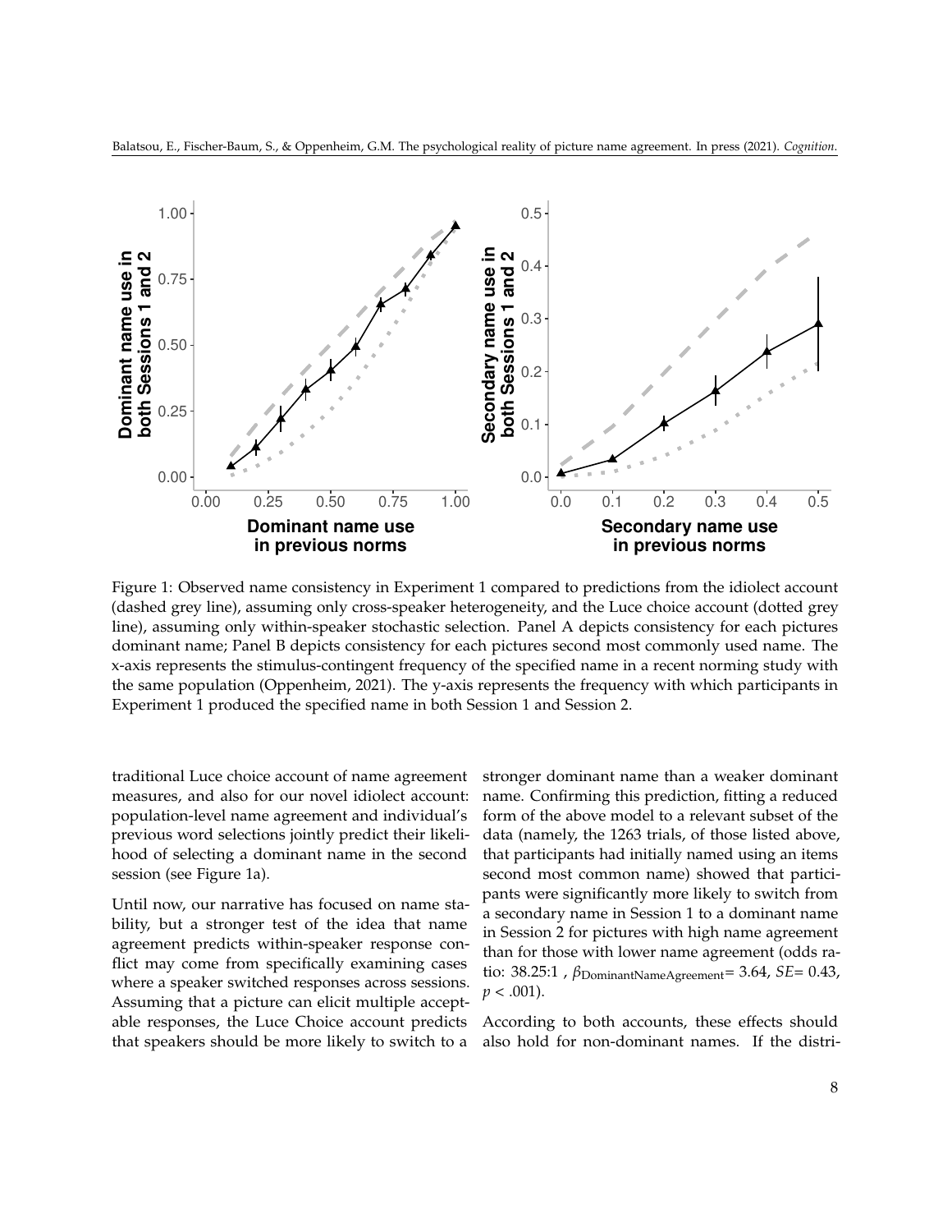Figure 1: Observed name consistency in Experiment 1 compared to predictions from the idiolect account (dashed grey line), assuming only cross-speaker heterogeneity, and the Luce choice account (dotted grey line), assuming only within-speaker stochastic selection. Panel A depicts consistency for each pictures dominant name; Panel B depicts consistency for each pictures second most commonly used name. The x-axis represents the stimulus-contingent frequency of the specified name in a recent norming study with the same population (Oppenheim, 2021). The y-axis represents the frequency with which participants in Experiment 1 produced the specified name in both Session 1 and Session 2.

traditional Luce choice account of name agreement measures, and also for our novel idiolect account: population-level name agreement and individual's previous word selections jointly predict their likelihood of selecting a dominant name in the second session (see Figure 1a).

Until now, our narrative has focused on name stability, but a stronger test of the idea that name agreement predicts within-speaker response conflict may come from specifically examining cases where a speaker switched responses across sessions. Assuming that a picture can elicit multiple acceptable responses, the Luce Choice account predicts that speakers should be more likely to switch to a stronger dominant name than a weaker dominant name. Confirming this prediction, fitting a reduced form of the above model to a relevant subset of the data (namely, the 1263 trials, of those listed above, that participants had initially named using an items second most common name) showed that participants were significantly more likely to switch from a secondary name in Session 1 to a dominant name in Session 2 for pictures with high name agreement than for those with lower name agreement (odds ratio: 38.25:1 , $\beta_{\text{DominantNameAgreement}}$= 3.64, *SE*= 0.43, $p < .001$).

According to both accounts, these effects should also hold for non-dominant names. If the distri-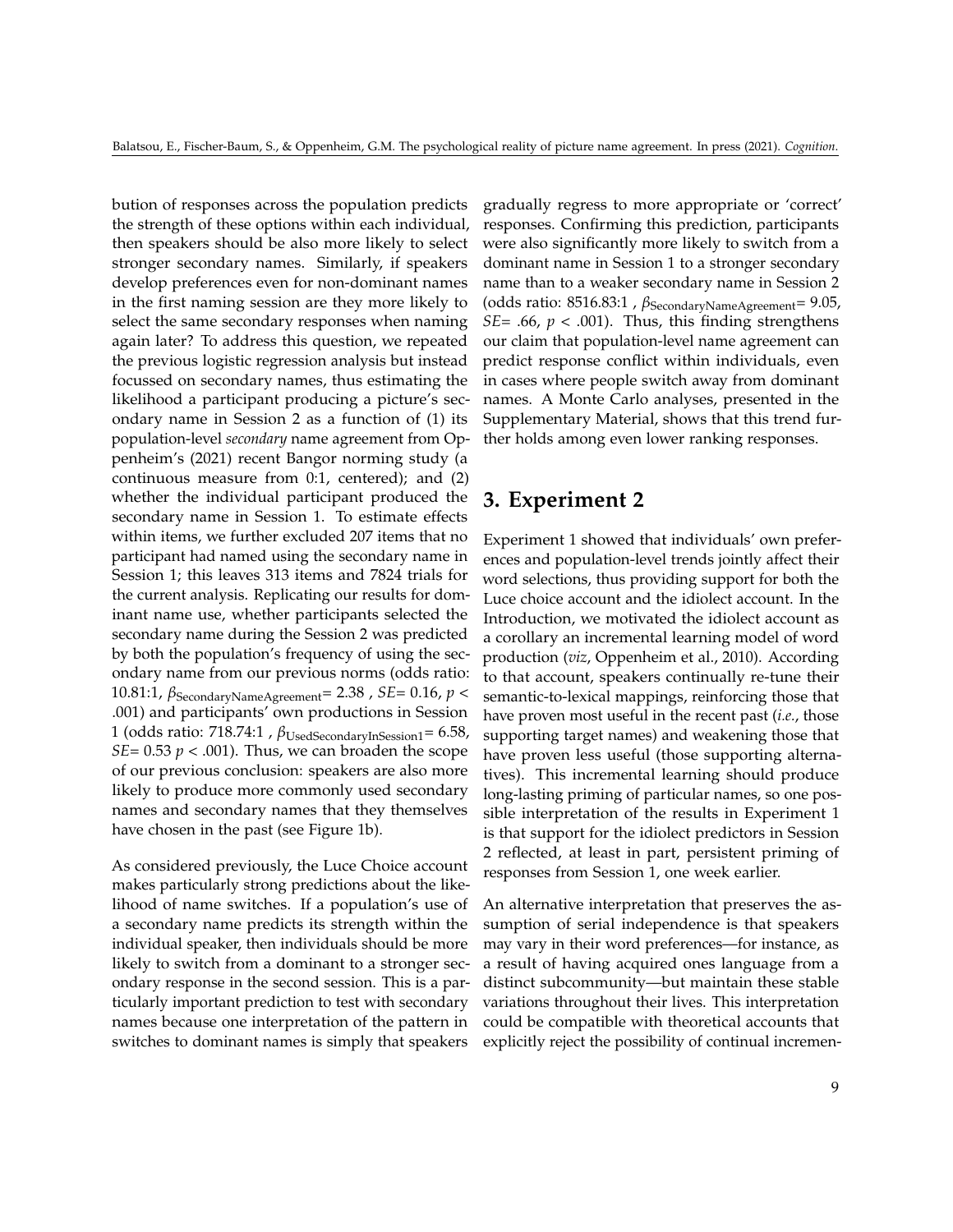bution of responses across the population predicts the strength of these options within each individual, then speakers should be also more likely to select stronger secondary names. Similarly, if speakers develop preferences even for non-dominant names in the first naming session are they more likely to select the same secondary responses when naming again later? To address this question, we repeated the previous logistic regression analysis but instead focussed on secondary names, thus estimating the likelihood a participant producing a picture's secondary name in Session 2 as a function of (1) its population-level *secondary* name agreement from Oppenheim's (2021) recent Bangor norming study (a continuous measure from 0:1, centered); and (2) whether the individual participant produced the secondary name in Session 1. To estimate effects within items, we further excluded 207 items that no participant had named using the secondary name in Session 1; this leaves 313 items and 7824 trials for the current analysis. Replicating our results for dominant name use, whether participants selected the secondary name during the Session 2 was predicted by both the population's frequency of using the secondary name from our previous norms (odds ratio: 10.81:1, $\beta_{\text{SecondaryNameAgreement}}$= 2.38 , *SE*= 0.16, $p <$ .001) and participants' own productions in Session 1 (odds ratio: 718.74:1 , $\beta_{\text{UsedSecondaryInSession1}}$= 6.58, *SE*= 0.53 $p <$ .001). Thus, we can broaden the scope of our previous conclusion: speakers are also more likely to produce more commonly used secondary names and secondary names that they themselves have chosen in the past (see Figure 1b).

As considered previously, the Luce Choice account makes particularly strong predictions about the likelihood of name switches. If a population's use of a secondary name predicts its strength within the individual speaker, then individuals should be more likely to switch from a dominant to a stronger secondary response in the second session. This is a particularly important prediction to test with secondary names because one interpretation of the pattern in switches to dominant names is simply that speakers gradually regress to more appropriate or 'correct' responses. Confirming this prediction, participants were also significantly more likely to switch from a dominant name in Session 1 to a stronger secondary name than to a weaker secondary name in Session 2 (odds ratio: 8516.83:1 , $\beta_{\text{SecondaryNameAgreement}}$= 9.05, *SE*= .66, $p <$ .001). Thus, this finding strengthens our claim that population-level name agreement can predict response conflict within individuals, even in cases where people switch away from dominant names. A Monte Carlo analyses, presented in the Supplementary Material, shows that this trend further holds among even lower ranking responses.

# 3. Experiment 2

Experiment 1 showed that individuals' own preferences and population-level trends jointly affect their word selections, thus providing support for both the Luce choice account and the idiolect account. In the Introduction, we motivated the idiolect account as a corollary an incremental learning model of word production (*viz*, Oppenheim et al., 2010). According to that account, speakers continually re-tune their semantic-to-lexical mappings, reinforcing those that have proven most useful in the recent past (*i.e.*, those supporting target names) and weakening those that have proven less useful (those supporting alternatives). This incremental learning should produce long-lasting priming of particular names, so one possible interpretation of the results in Experiment 1 is that support for the idiolect predictors in Session 2 reflected, at least in part, persistent priming of responses from Session 1, one week earlier.

An alternative interpretation that preserves the assumption of serial independence is that speakers may vary in their word preferences—for instance, as a result of having acquired ones language from a distinct subcommunity—but maintain these stable variations throughout their lives. This interpretation could be compatible with theoretical accounts that explicitly reject the possibility of continual incremen-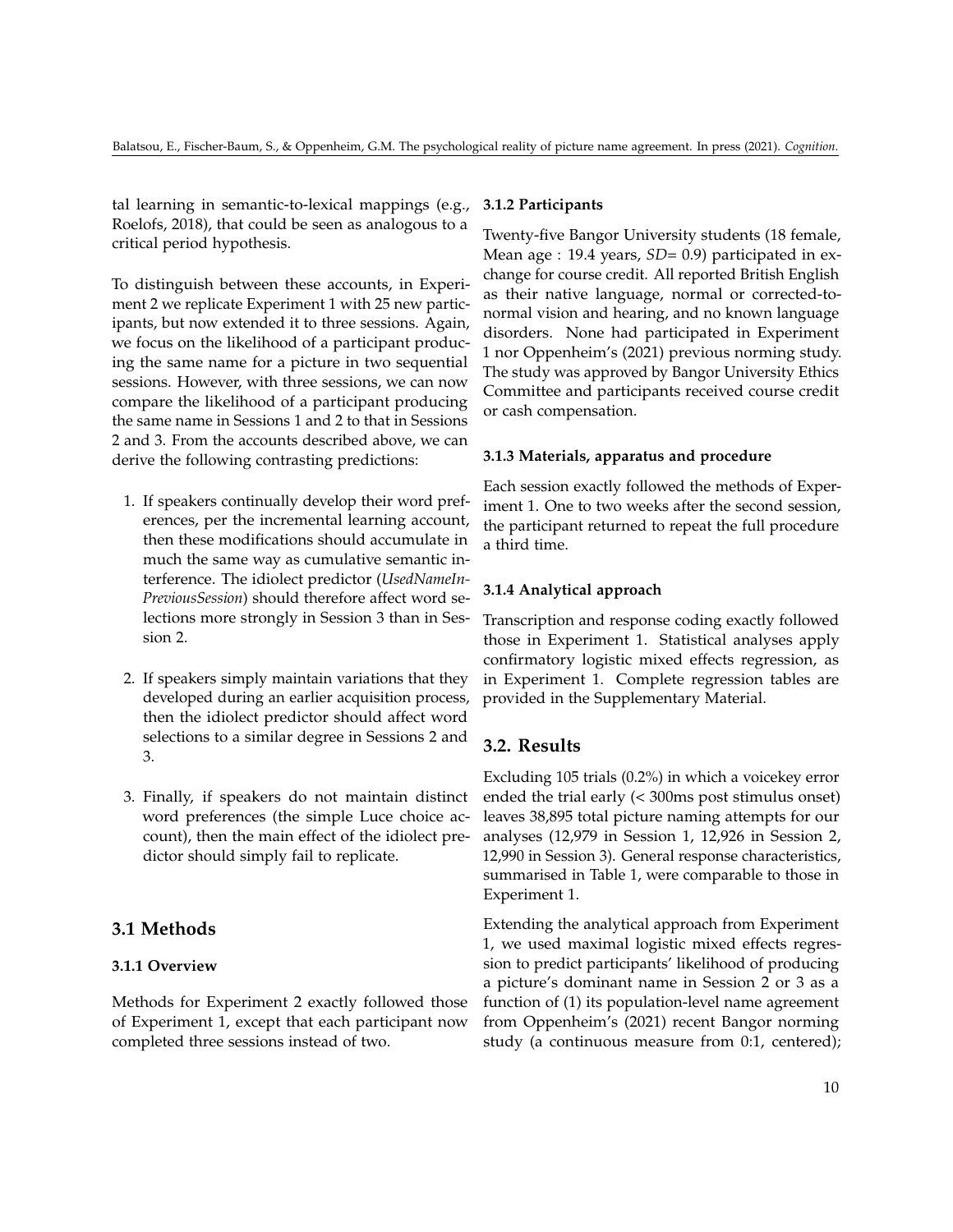tal learning in semantic-to-lexical mappings (e.g., Roelofs, 2018), that could be seen as analogous to a critical period hypothesis.

To distinguish between these accounts, in Experiment 2 we replicate Experiment 1 with 25 new participants, but now extended it to three sessions. Again, we focus on the likelihood of a participant producing the same name for a picture in two sequential sessions. However, with three sessions, we can now compare the likelihood of a participant producing the same name in Sessions 1 and 2 to that in Sessions 2 and 3. From the accounts described above, we can derive the following contrasting predictions:

1. If speakers continually develop their word preferences, per the incremental learning account, then these modifications should accumulate in much the same way as cumulative semantic interference. The idiolect predictor (*UsedNameInPreviousSession*) should therefore affect word selections more strongly in Session 3 than in Session 2.

2. If speakers simply maintain variations that they developed during an earlier acquisition process, then the idiolect predictor should affect word selections to a similar degree in Sessions 2 and 3.

3. Finally, if speakers do not maintain distinct word preferences (the simple Luce choice account), then the main effect of the idiolect predictor should simply fail to replicate.

## 3.1 Methods

### 3.1.1 Overview

Methods for Experiment 2 exactly followed those of Experiment 1, except that each participant now completed three sessions instead of two.

### 3.1.2 Participants

Twenty-five Bangor University students (18 female, Mean age : 19.4 years, *SD*= 0.9) participated in exchange for course credit. All reported British English as their native language, normal or corrected-to-normal vision and hearing, and no known language disorders. None had participated in Experiment 1 nor Oppenheim's (2021) previous norming study. The study was approved by Bangor University Ethics Committee and participants received course credit or cash compensation.

### 3.1.3 Materials, apparatus and procedure

Each session exactly followed the methods of Experiment 1. One to two weeks after the second session, the participant returned to repeat the full procedure a third time.

### 3.1.4 Analytical approach

Transcription and response coding exactly followed those in Experiment 1. Statistical analyses apply confirmatory logistic mixed effects regression, as in Experiment 1. Complete regression tables are provided in the Supplementary Material.

## 3.2. Results

Excluding 105 trials (0.2%) in which a voicekey error ended the trial early (< 300ms post stimulus onset) leaves 38,895 total picture naming attempts for our analyses (12,979 in Session 1, 12,926 in Session 2, 12,990 in Session 3). General response characteristics, summarised in Table 1, were comparable to those in Experiment 1.

Extending the analytical approach from Experiment 1, we used maximal logistic mixed effects regression to predict participants' likelihood of producing a picture's dominant name in Session 2 or 3 as a function of (1) its population-level name agreement from Oppenheim's (2021) recent Bangor norming study (a continuous measure from 0:1, centered);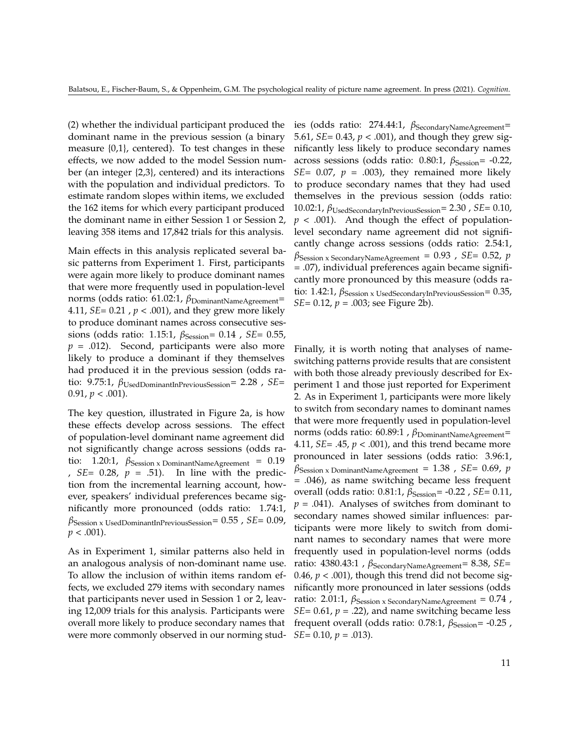(2) whether the individual participant produced the dominant name in the previous session (a binary measure {0,1}, centered). To test changes in these effects, we now added to the model Session number (an integer {2,3}, centered) and its interactions with the population and individual predictors. To estimate random slopes within items, we excluded the 162 items for which every participant produced the dominant name in either Session 1 or Session 2, leaving 358 items and 17,842 trials for this analysis.

Main effects in this analysis replicated several basic patterns from Experiment 1. First, participants were again more likely to produce dominant names that were more frequently used in population-level norms (odds ratio: 61.02:1, $\beta_{\text{DominantNameAgreement}}$= 4.11, *SE*= 0.21 , $p < .001$), and they grew more likely to produce dominant names across consecutive sessions (odds ratio: 1.15:1, $\beta_{\text{Session}}$= 0.14 , *SE*= 0.55, $p = .012$). Second, participants were also more likely to produce a dominant if they themselves had produced it in the previous session (odds ratio: 9.75:1, $\beta_{\text{UsedDominantInPreviousSession}}$= 2.28 , *SE*= 0.91, $p < .001$).

The key question, illustrated in Figure 2a, is how these effects develop across sessions. The effect of population-level dominant name agreement did not significantly change across sessions (odds ratio: 1.20:1, $\beta_{\text{Session x DominantNameAgreement}}$ = 0.19 , *SE*= 0.28, $p = .51$). In line with the prediction from the incremental learning account, however, speakers' individual preferences became significantly more pronounced (odds ratio: 1.74:1, $\beta_{\text{Session x UsedDominantInPreviousSession}}$= 0.55 , *SE*= 0.09, $p < .001$).

As in Experiment 1, similar patterns also held in an analogous analysis of non-dominant name use. To allow the inclusion of within items random effects, we excluded 279 items with secondary names that participants never used in Session 1 or 2, leaving 12,009 trials for this analysis. Participants were overall more likely to produce secondary names that were more commonly observed in our norming studies (odds ratio: 274.44:1, $\beta_{\text{SecondaryNameAgreement}}$= 5.61, *SE*= 0.43, $p < .001$), and though they grew significantly less likely to produce secondary names across sessions (odds ratio: 0.80:1, $\beta_{\text{Session}}$= -0.22, *SE*= 0.07, $p = .003$), they remained more likely to produce secondary names that they had used themselves in the previous session (odds ratio: 10.02:1, $\beta_{\text{UsedSecondaryInPreviousSession}}$= 2.30 , *SE*= 0.10, $p < .001$). And though the effect of population-level secondary name agreement did not significantly change across sessions (odds ratio: 2.54:1, $\beta_{\text{Session x SecondaryNameAgreement}}$ = 0.93 , *SE*= 0.52, $p = .07$), individual preferences again became significantly more pronounced by this measure (odds ratio: 1.42:1, $\beta_{\text{Session x UsedSecondaryInPreviousSession}}$= 0.35, *SE*= 0.12, $p = .003$; see Figure 2b).

Finally, it is worth noting that analyses of name-switching patterns provide results that are consistent with both those already previously described for Experiment 1 and those just reported for Experiment 2. As in Experiment 1, participants were more likely to switch from secondary names to dominant names that were more frequently used in population-level norms (odds ratio: 60.89:1 , $\beta_{\text{DominantNameAgreement}}$= 4.11, *SE*= .45, $p < .001$), and this trend became more pronounced in later sessions (odds ratio: 3.96:1, $\beta_{\text{Session x DominantNameAgreement}}$ = 1.38 , *SE*= 0.69, $p = .046$), as name switching became less frequent overall (odds ratio: 0.81:1, $\beta_{\text{Session}}$= -0.22 , *SE*= 0.11, $p = .041$). Analyses of switches from dominant to secondary names showed similar influences: participants were more likely to switch from dominant names to secondary names that were more frequently used in population-level norms (odds ratio: 4380.43:1 , $\beta_{\text{SecondaryNameAgreement}}$= 8.38, *SE*= 0.46, $p < .001$), though this trend did not become significantly more pronounced in later sessions (odds ratio: 2.01:1, $\beta_{\text{Session x SecondaryNameAgreement}}$ = 0.74 , *SE*= 0.61, $p = .22$), and name switching became less frequent overall (odds ratio: 0.78:1, $\beta_{\text{Session}}$= -0.25 , *SE*= 0.10, $p = .013$).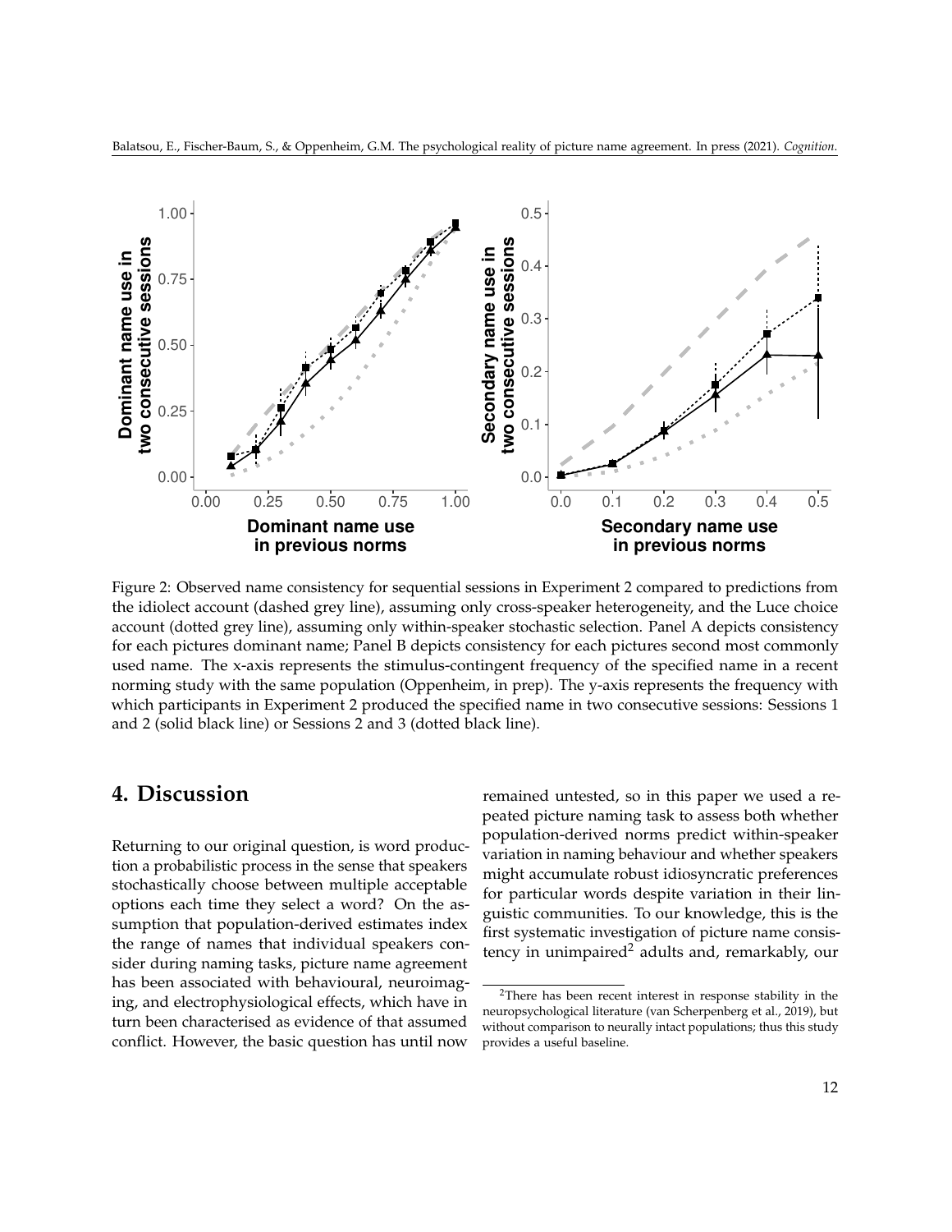Figure 2: Observed name consistency for sequential sessions in Experiment 2 compared to predictions from the idiolect account (dashed grey line), assuming only cross-speaker heterogeneity, and the Luce choice account (dotted grey line), assuming only within-speaker stochastic selection. Panel A depicts consistency for each pictures dominant name; Panel B depicts consistency for each pictures second most commonly used name. The x-axis represents the stimulus-contingent frequency of the specified name in a recent norming study with the same population (Oppenheim, in prep). The y-axis represents the frequency with which participants in Experiment 2 produced the specified name in two consecutive sessions: Sessions 1 and 2 (solid black line) or Sessions 2 and 3 (dotted black line).

## 4. Discussion

Returning to our original question, is word production a probabilistic process in the sense that speakers stochastically choose between multiple acceptable options each time they select a word? On the assumption that population-derived estimates index the range of names that individual speakers consider during naming tasks, picture name agreement has been associated with behavioural, neuroimaging, and electrophysiological effects, which have in turn been characterised as evidence of that assumed conflict. However, the basic question has until now remained untested, so in this paper we used a repeated picture naming task to assess both whether population-derived norms predict within-speaker variation in naming behaviour and whether speakers might accumulate robust idiosyncratic preferences for particular words despite variation in their linguistic communities. To our knowledge, this is the first systematic investigation of picture name consistency in unimpaired[2] adults and, remarkably, our

[2] There has been recent interest in response stability in the neuropsychological literature (van Scherpenberg et al., 2019), but without comparison to neurally intact populations; thus this study provides a useful baseline.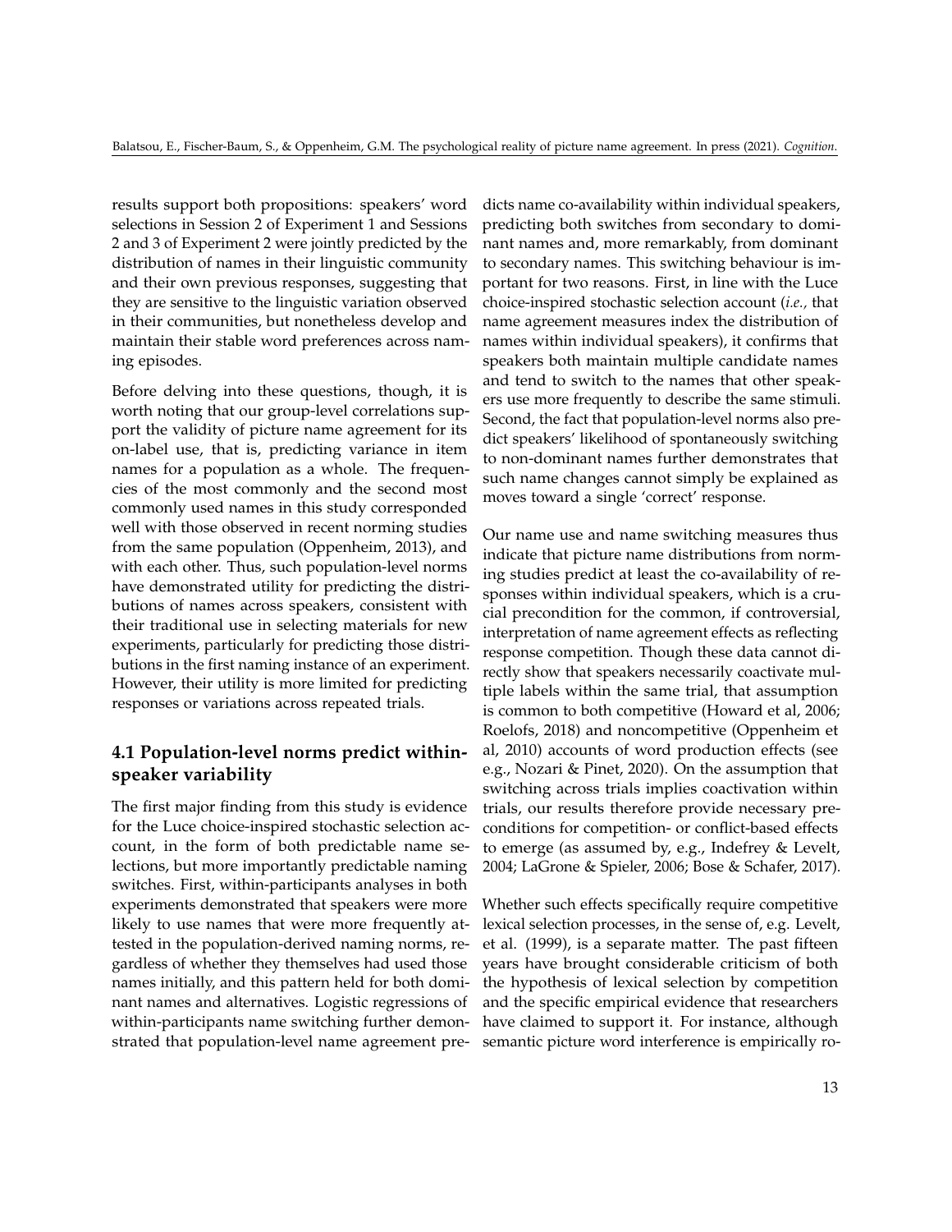results support both propositions: speakers' word selections in Session 2 of Experiment 1 and Sessions 2 and 3 of Experiment 2 were jointly predicted by the distribution of names in their linguistic community and their own previous responses, suggesting that they are sensitive to the linguistic variation observed in their communities, but nonetheless develop and maintain their stable word preferences across naming episodes.

Before delving into these questions, though, it is worth noting that our group-level correlations support the validity of picture name agreement for its on-label use, that is, predicting variance in item names for a population as a whole. The frequencies of the most commonly and the second most commonly used names in this study corresponded well with those observed in recent norming studies from the same population (Oppenheim, 2013), and with each other. Thus, such population-level norms have demonstrated utility for predicting the distributions of names across speakers, consistent with their traditional use in selecting materials for new experiments, particularly for predicting those distributions in the first naming instance of an experiment. However, their utility is more limited for predicting responses or variations across repeated trials.

## 4.1 Population-level norms predict within-speaker variability

The first major finding from this study is evidence for the Luce choice-inspired stochastic selection account, in the form of both predictable name selections, but more importantly predictable naming switches. First, within-participants analyses in both experiments demonstrated that speakers were more likely to use names that were more frequently attested in the population-derived naming norms, regardless of whether they themselves had used those names initially, and this pattern held for both dominant names and alternatives. Logistic regressions of within-participants name switching further demonstrated that population-level name agreement predicts name co-availability within individual speakers, predicting both switches from secondary to dominant names and, more remarkably, from dominant to secondary names. This switching behaviour is important for two reasons. First, in line with the Luce choice-inspired stochastic selection account (*i.e.,* that name agreement measures index the distribution of names within individual speakers), it confirms that speakers both maintain multiple candidate names and tend to switch to the names that other speakers use more frequently to describe the same stimuli. Second, the fact that population-level norms also predict speakers' likelihood of spontaneously switching to non-dominant names further demonstrates that such name changes cannot simply be explained as moves toward a single 'correct' response.

Our name use and name switching measures thus indicate that picture name distributions from norming studies predict at least the co-availability of responses within individual speakers, which is a crucial precondition for the common, if controversial, interpretation of name agreement effects as reflecting response competition. Though these data cannot directly show that speakers necessarily coactivate multiple labels within the same trial, that assumption is common to both competitive (Howard et al, 2006; Roelofs, 2018) and noncompetitive (Oppenheim et al, 2010) accounts of word production effects (see e.g., Nozari & Pinet, 2020). On the assumption that switching across trials implies coactivation within trials, our results therefore provide necessary preconditions for competition- or conflict-based effects to emerge (as assumed by, e.g., Indefrey & Levelt, 2004; LaGrone & Spieler, 2006; Bose & Schafer, 2017).

Whether such effects specifically require competitive lexical selection processes, in the sense of, e.g. Levelt, et al. (1999), is a separate matter. The past fifteen years have brought considerable criticism of both the hypothesis of lexical selection by competition and the specific empirical evidence that researchers have claimed to support it. For instance, although semantic picture word interference is empirically ro-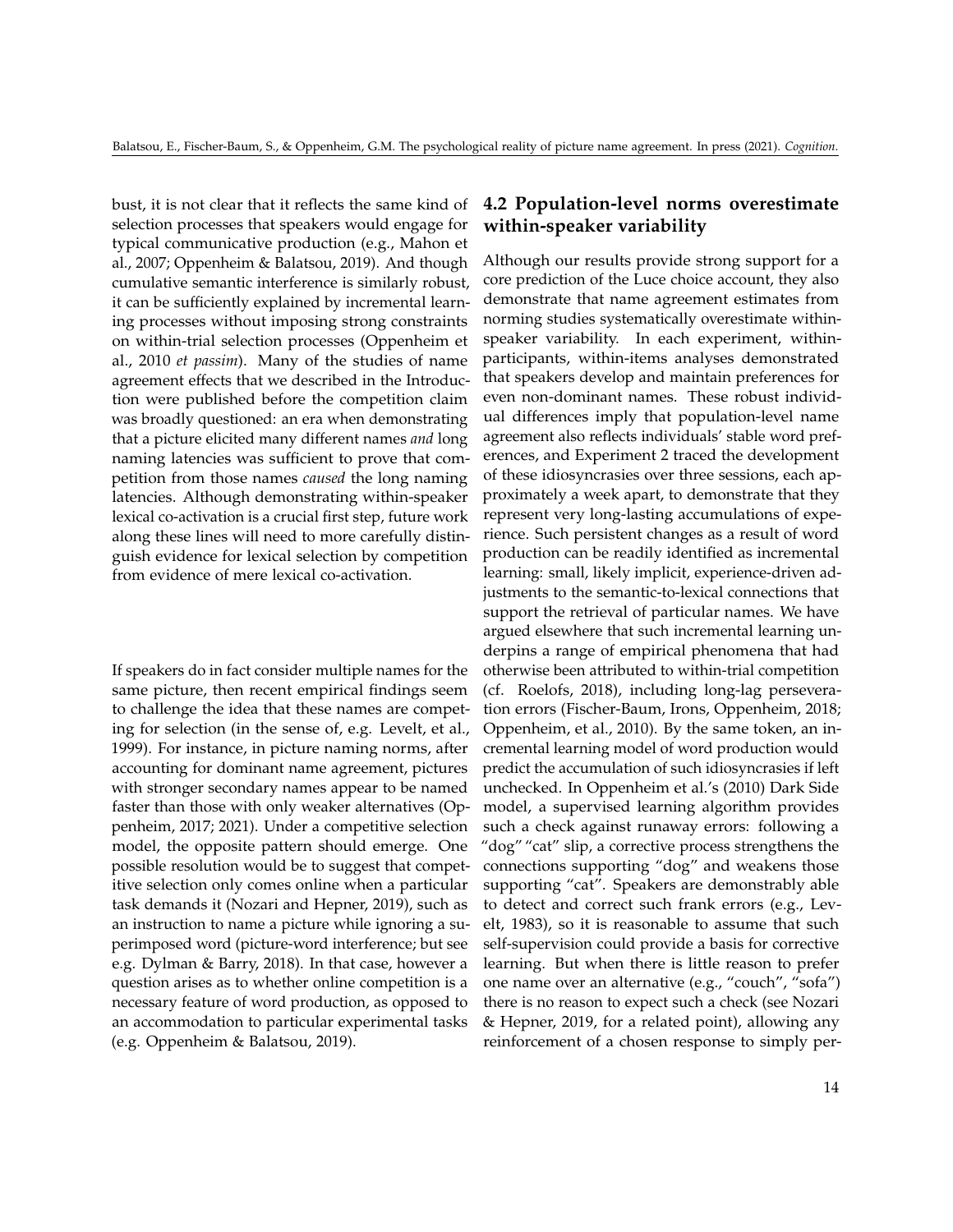bust, it is not clear that it reflects the same kind of selection processes that speakers would engage for typical communicative production (e.g., Mahon et al., 2007; Oppenheim & Balatsou, 2019). And though cumulative semantic interference is similarly robust, it can be sufficiently explained by incremental learning processes without imposing strong constraints on within-trial selection processes (Oppenheim et al., 2010 *et passim*). Many of the studies of name agreement effects that we described in the Introduction were published before the competition claim was broadly questioned: an era when demonstrating that a picture elicited many different names *and* long naming latencies was sufficient to prove that competition from those names *caused* the long naming latencies. Although demonstrating within-speaker lexical co-activation is a crucial first step, future work along these lines will need to more carefully distinguish evidence for lexical selection by competition from evidence of mere lexical co-activation.

If speakers do in fact consider multiple names for the same picture, then recent empirical findings seem to challenge the idea that these names are competing for selection (in the sense of, e.g. Levelt, et al., 1999). For instance, in picture naming norms, after accounting for dominant name agreement, pictures with stronger secondary names appear to be named faster than those with only weaker alternatives (Oppenheim, 2017; 2021). Under a competitive selection model, the opposite pattern should emerge. One possible resolution would be to suggest that competitive selection only comes online when a particular task demands it (Nozari and Hepner, 2019), such as an instruction to name a picture while ignoring a superimposed word (picture-word interference; but see e.g. Dylman & Barry, 2018). In that case, however a question arises as to whether online competition is a necessary feature of word production, as opposed to an accommodation to particular experimental tasks (e.g. Oppenheim & Balatsou, 2019).

## 4.2 Population-level norms overestimate within-speaker variability

Although our results provide strong support for a core prediction of the Luce choice account, they also demonstrate that name agreement estimates from norming studies systematically overestimate within-speaker variability. In each experiment, within-participants, within-items analyses demonstrated that speakers develop and maintain preferences for even non-dominant names. These robust individual differences imply that population-level name agreement also reflects individuals' stable word preferences, and Experiment 2 traced the development of these idiosyncrasies over three sessions, each approximately a week apart, to demonstrate that they represent very long-lasting accumulations of experience. Such persistent changes as a result of word production can be readily identified as incremental learning: small, likely implicit, experience-driven adjustments to the semantic-to-lexical connections that support the retrieval of particular names. We have argued elsewhere that such incremental learning underpins a range of empirical phenomena that had otherwise been attributed to within-trial competition (cf. Roelofs, 2018), including long-lag perseveration errors (Fischer-Baum, Irons, Oppenheim, 2018; Oppenheim, et al., 2010). By the same token, an incremental learning model of word production would predict the accumulation of such idiosyncrasies if left unchecked. In Oppenheim et al.'s (2010) Dark Side model, a supervised learning algorithm provides such a check against runaway errors: following a "dog" "cat" slip, a corrective process strengthens the connections supporting "dog" and weakens those supporting "cat". Speakers are demonstrably able to detect and correct such frank errors (e.g., Levelt, 1983), so it is reasonable to assume that such self-supervision could provide a basis for corrective learning. But when there is little reason to prefer one name over an alternative (e.g., "couch", "sofa") there is no reason to expect such a check (see Nozari & Hepner, 2019, for a related point), allowing any reinforcement of a chosen response to simply per-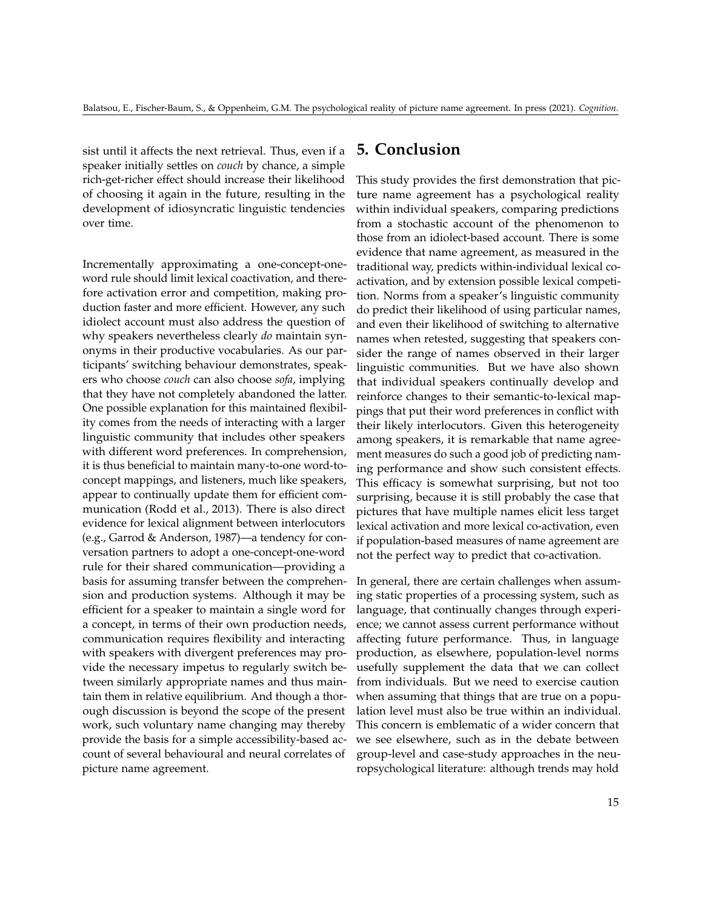sist until it affects the next retrieval. Thus, even if a speaker initially settles on *couch* by chance, a simple rich-get-richer effect should increase their likelihood of choosing it again in the future, resulting in the development of idiosyncratic linguistic tendencies over time.

Incrementally approximating a one-concept-one-word rule should limit lexical coactivation, and therefore activation error and competition, making production faster and more efficient. However, any such idiolect account must also address the question of why speakers nevertheless clearly *do* maintain synonyms in their productive vocabularies. As our participants' switching behaviour demonstrates, speakers who choose *couch* can also choose *sofa*, implying that they have not completely abandoned the latter. One possible explanation for this maintained flexibility comes from the needs of interacting with a larger linguistic community that includes other speakers with different word preferences. In comprehension, it is thus beneficial to maintain many-to-one word-to-concept mappings, and listeners, much like speakers, appear to continually update them for efficient communication (Rodd et al., 2013). There is also direct evidence for lexical alignment between interlocutors (e.g., Garrod & Anderson, 1987)—a tendency for conversation partners to adopt a one-concept-one-word rule for their shared communication—providing a basis for assuming transfer between the comprehension and production systems. Although it may be efficient for a speaker to maintain a single word for a concept, in terms of their own production needs, communication requires flexibility and interacting with speakers with divergent preferences may provide the necessary impetus to regularly switch between similarly appropriate names and thus maintain them in relative equilibrium. And though a thorough discussion is beyond the scope of the present work, such voluntary name changing may thereby provide the basis for a simple accessibility-based account of several behavioural and neural correlates of picture name agreement.

# 5. Conclusion

This study provides the first demonstration that picture name agreement has a psychological reality within individual speakers, comparing predictions from a stochastic account of the phenomenon to those from an idiolect-based account. There is some evidence that name agreement, as measured in the traditional way, predicts within-individual lexical co-activation, and by extension possible lexical competition. Norms from a speaker's linguistic community do predict their likelihood of using particular names, and even their likelihood of switching to alternative names when retested, suggesting that speakers consider the range of names observed in their larger linguistic communities. But we have also shown that individual speakers continually develop and reinforce changes to their semantic-to-lexical mappings that put their word preferences in conflict with their likely interlocutors. Given this heterogeneity among speakers, it is remarkable that name agreement measures do such a good job of predicting naming performance and show such consistent effects. This efficacy is somewhat surprising, but not too surprising, because it is still probably the case that pictures that have multiple names elicit less target lexical activation and more lexical co-activation, even if population-based measures of name agreement are not the perfect way to predict that co-activation.

In general, there are certain challenges when assuming static properties of a processing system, such as language, that continually changes through experience; we cannot assess current performance without affecting future performance. Thus, in language production, as elsewhere, population-level norms usefully supplement the data that we can collect from individuals. But we need to exercise caution when assuming that things that are true on a population level must also be true within an individual. This concern is emblematic of a wider concern that we see elsewhere, such as in the debate between group-level and case-study approaches in the neuropsychological literature: although trends may hold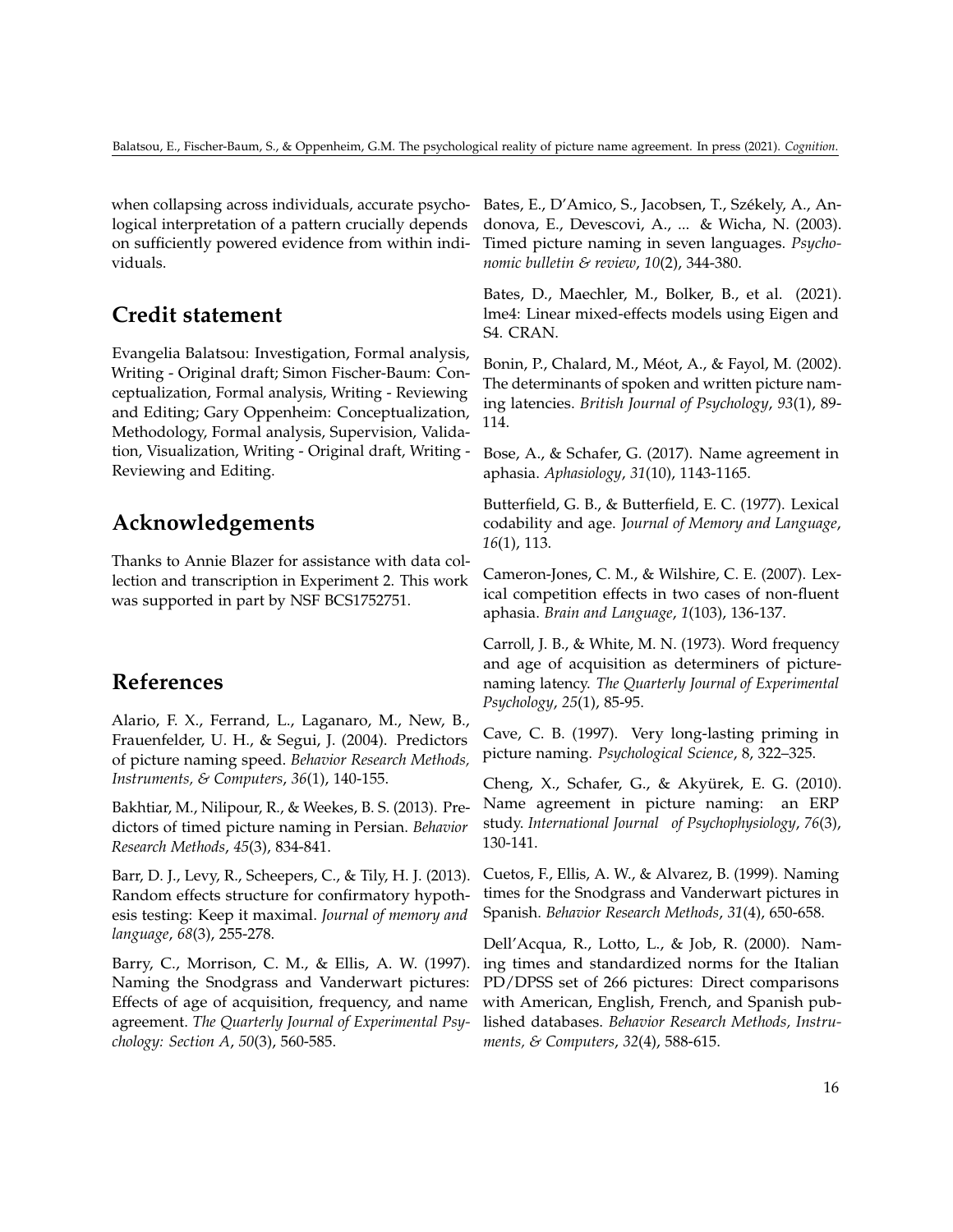when collapsing across individuals, accurate psychological interpretation of a pattern crucially depends on sufficiently powered evidence from within individuals.

## Credit statement

Evangelia Balatsou: Investigation, Formal analysis, Writing - Original draft; Simon Fischer-Baum: Conceptualization, Formal analysis, Writing - Reviewing and Editing; Gary Oppenheim: Conceptualization, Methodology, Formal analysis, Supervision, Validation, Visualization, Writing - Original draft, Writing - Reviewing and Editing.

## Acknowledgements

Thanks to Annie Blazer for assistance with data collection and transcription in Experiment 2. This work was supported in part by NSF BCS1752751.

## References

Alario, F. X., Ferrand, L., Laganaro, M., New, B., Frauenfelder, U. H., & Segui, J. (2004). Predictors of picture naming speed. *Behavior Research Methods, Instruments, & Computers*, *36*(1), 140-155.

Bakhtiar, M., Nilipour, R., & Weekes, B. S. (2013). Predictors of timed picture naming in Persian. *Behavior Research Methods*, *45*(3), 834-841.

Barr, D. J., Levy, R., Scheepers, C., & Tily, H. J. (2013). Random effects structure for confirmatory hypothesis testing: Keep it maximal. *Journal of memory and language*, *68*(3), 255-278.

Barry, C., Morrison, C. M., & Ellis, A. W. (1997). Naming the Snodgrass and Vanderwart pictures: Effects of age of acquisition, frequency, and name agreement. *The Quarterly Journal of Experimental Psychology: Section A*, *50*(3), 560-585.

Bates, E., D'Amico, S., Jacobsen, T., Székely, A., Andonova, E., Devescovi, A., ... & Wicha, N. (2003). Timed picture naming in seven languages. *Psychonomic bulletin & review*, *10*(2), 344-380.

Bates, D., Maechler, M., Bolker, B., et al. (2021). lme4: Linear mixed-effects models using Eigen and S4. CRAN.

Bonin, P., Chalard, M., Méot, A., & Fayol, M. (2002). The determinants of spoken and written picture naming latencies. *British Journal of Psychology*, *93*(1), 89-114.

Bose, A., & Schafer, G. (2017). Name agreement in aphasia. *Aphasiology*, *31*(10), 1143-1165.

Butterfield, G. B., & Butterfield, E. C. (1977). Lexical codability and age. *Journal of Memory and Language*, *16*(1), 113.

Cameron-Jones, C. M., & Wilshire, C. E. (2007). Lexical competition effects in two cases of non-fluent aphasia. *Brain and Language*, *1*(103), 136-137.

Carroll, J. B., & White, M. N. (1973). Word frequency and age of acquisition as determiners of picture-naming latency. *The Quarterly Journal of Experimental Psychology*, *25*(1), 85-95.

Cave, C. B. (1997). Very long-lasting priming in picture naming. *Psychological Science*, 8, 322–325.

Cheng, X., Schafer, G., & Akyürek, E. G. (2010). Name agreement in picture naming: an ERP study. *International Journal of Psychophysiology*, *76*(3), 130-141.

Cuetos, F., Ellis, A. W., & Alvarez, B. (1999). Naming times for the Snodgrass and Vanderwart pictures in Spanish. *Behavior Research Methods*, *31*(4), 650-658.

Dell'Acqua, R., Lotto, L., & Job, R. (2000). Naming times and standardized norms for the Italian PD/DPSS set of 266 pictures: Direct comparisons with American, English, French, and Spanish published databases. *Behavior Research Methods, Instruments, & Computers*, *32*(4), 588-615.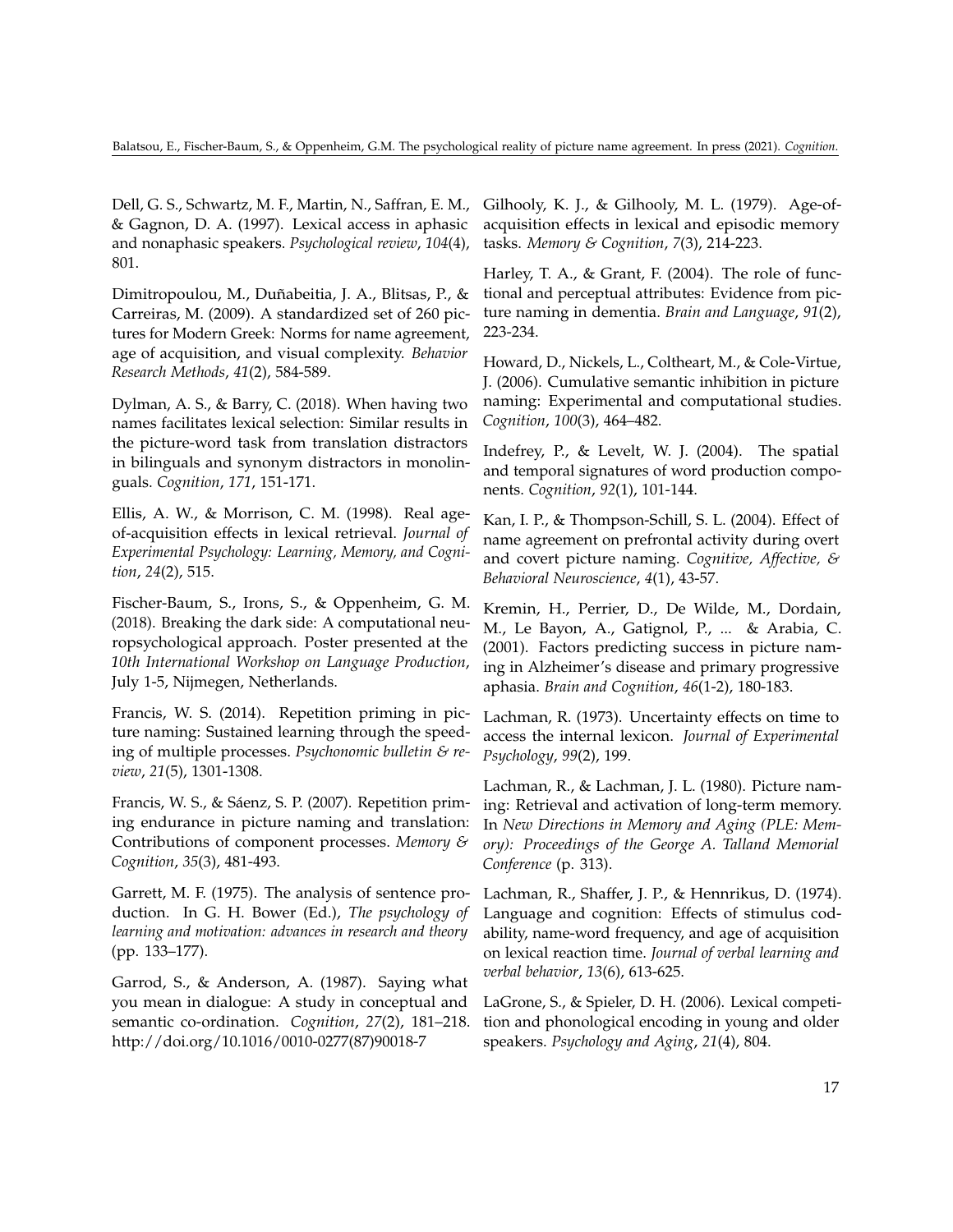Dell, G. S., Schwartz, M. F., Martin, N., Saffran, E. M., & Gagnon, D. A. (1997). Lexical access in aphasic and nonaphasic speakers. *Psychological review*, *104*(4), 801.

Dimitropoulou, M., Duñabeitia, J. A., Blitsas, P., & Carreiras, M. (2009). A standardized set of 260 pictures for Modern Greek: Norms for name agreement, age of acquisition, and visual complexity. *Behavior Research Methods*, *41*(2), 584-589.

Dylman, A. S., & Barry, C. (2018). When having two names facilitates lexical selection: Similar results in the picture-word task from translation distractors in bilinguals and synonym distractors in monolinguals. *Cognition*, *171*, 151-171.

Ellis, A. W., & Morrison, C. M. (1998). Real age-of-acquisition effects in lexical retrieval. *Journal of Experimental Psychology: Learning, Memory, and Cognition*, *24*(2), 515.

Fischer-Baum, S., Irons, S., & Oppenheim, G. M. (2018). Breaking the dark side: A computational neuropsychological approach. Poster presented at the *10th International Workshop on Language Production*, July 1-5, Nijmegen, Netherlands.

Francis, W. S. (2014). Repetition priming in picture naming: Sustained learning through the speeding of multiple processes. *Psychonomic bulletin & review*, *21*(5), 1301-1308.

Francis, W. S., & Sáenz, S. P. (2007). Repetition priming endurance in picture naming and translation: Contributions of component processes. *Memory & Cognition*, *35*(3), 481-493.

Garrett, M. F. (1975). The analysis of sentence production. In G. H. Bower (Ed.), *The psychology of learning and motivation: advances in research and theory* (pp. 133–177).

Garrod, S., & Anderson, A. (1987). Saying what you mean in dialogue: A study in conceptual and semantic co-ordination. *Cognition*, *27*(2), 181–218. http://doi.org/10.1016/0010-0277(87)90018-7

Gilhooly, K. J., & Gilhooly, M. L. (1979). Age-of-acquisition effects in lexical and episodic memory tasks. *Memory & Cognition*, *7*(3), 214-223.

Harley, T. A., & Grant, F. (2004). The role of functional and perceptual attributes: Evidence from picture naming in dementia. *Brain and Language*, *91*(2), 223-234.

Howard, D., Nickels, L., Coltheart, M., & Cole-Virtue, J. (2006). Cumulative semantic inhibition in picture naming: Experimental and computational studies. *Cognition*, *100*(3), 464–482.

Indefrey, P., & Levelt, W. J. (2004). The spatial and temporal signatures of word production components. *Cognition*, *92*(1), 101-144.

Kan, I. P., & Thompson-Schill, S. L. (2004). Effect of name agreement on prefrontal activity during overt and covert picture naming. *Cognitive, Affective, & Behavioral Neuroscience*, *4*(1), 43-57.

Kremin, H., Perrier, D., De Wilde, M., Dordain, M., Le Bayon, A., Gatignol, P., ... & Arabia, C. (2001). Factors predicting success in picture naming in Alzheimer's disease and primary progressive aphasia. *Brain and Cognition*, *46*(1-2), 180-183.

Lachman, R. (1973). Uncertainty effects on time to access the internal lexicon. *Journal of Experimental Psychology*, *99*(2), 199.

Lachman, R., & Lachman, J. L. (1980). Picture naming: Retrieval and activation of long-term memory. In *New Directions in Memory and Aging (PLE: Memory): Proceedings of the George A. Talland Memorial Conference* (p. 313).

Lachman, R., Shaffer, J. P., & Hennrikus, D. (1974). Language and cognition: Effects of stimulus codability, name-word frequency, and age of acquisition on lexical reaction time. *Journal of verbal learning and verbal behavior*, *13*(6), 613-625.

LaGrone, S., & Spieler, D. H. (2006). Lexical competition and phonological encoding in young and older speakers. *Psychology and Aging*, *21*(4), 804.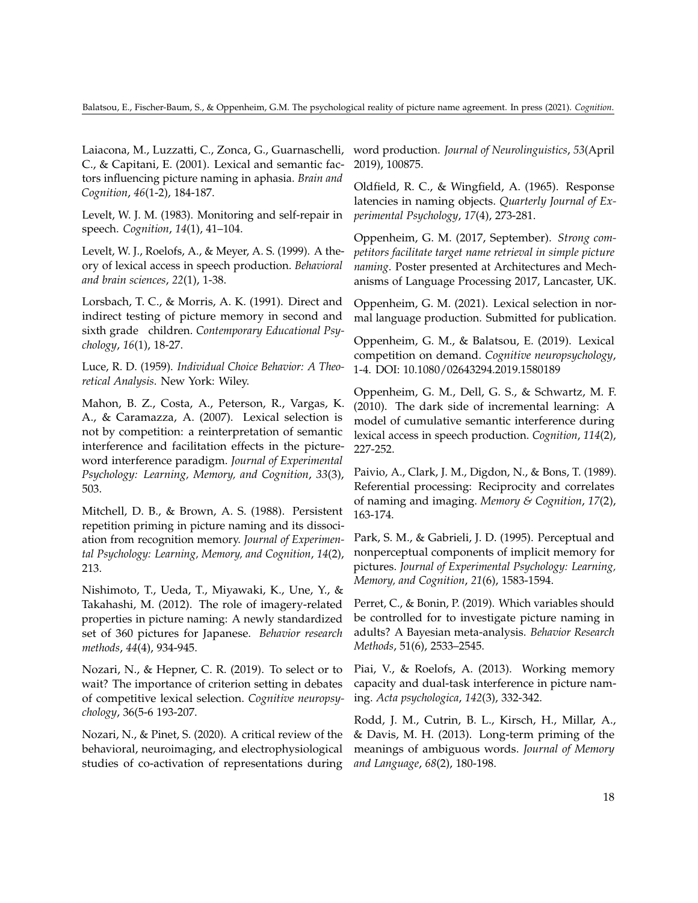Laiacona, M., Luzzatti, C., Zonca, G., Guarnaschelli, C., & Capitani, E. (2001). Lexical and semantic factors influencing picture naming in aphasia. *Brain and Cognition*, *46*(1-2), 184-187.

Levelt, W. J. M. (1983). Monitoring and self-repair in speech. *Cognition*, *14*(1), 41–104.

Levelt, W. J., Roelofs, A., & Meyer, A. S. (1999). A theory of lexical access in speech production. *Behavioral and brain sciences*, *22*(1), 1-38.

Lorsbach, T. C., & Morris, A. K. (1991). Direct and indirect testing of picture memory in second and sixth grade children. *Contemporary Educational Psychology*, *16*(1), 18-27.

Luce, R. D. (1959). *Individual Choice Behavior: A Theoretical Analysis*. New York: Wiley.

Mahon, B. Z., Costa, A., Peterson, R., Vargas, K. A., & Caramazza, A. (2007). Lexical selection is not by competition: a reinterpretation of semantic interference and facilitation effects in the picture-word interference paradigm. *Journal of Experimental Psychology: Learning, Memory, and Cognition*, *33*(3), 503.

Mitchell, D. B., & Brown, A. S. (1988). Persistent repetition priming in picture naming and its dissociation from recognition memory. *Journal of Experimental Psychology: Learning, Memory, and Cognition*, *14*(2), 213.

Nishimoto, T., Ueda, T., Miyawaki, K., Une, Y., & Takahashi, M. (2012). The role of imagery-related properties in picture naming: A newly standardized set of 360 pictures for Japanese. *Behavior research methods*, *44*(4), 934-945.

Nozari, N., & Hepner, C. R. (2019). To select or to wait? The importance of criterion setting in debates of competitive lexical selection. *Cognitive neuropsychology*, 36(5-6 193-207.

Nozari, N., & Pinet, S. (2020). A critical review of the behavioral, neuroimaging, and electrophysiological studies of co-activation of representations during word production. *Journal of Neurolinguistics*, *53*(April 2019), 100875.

Oldfield, R. C., & Wingfield, A. (1965). Response latencies in naming objects. *Quarterly Journal of Experimental Psychology*, *17*(4), 273-281.

Oppenheim, G. M. (2017, September). *Strong competitors facilitate target name retrieval in simple picture naming*. Poster presented at Architectures and Mechanisms of Language Processing 2017, Lancaster, UK.

Oppenheim, G. M. (2021). Lexical selection in normal language production. Submitted for publication.

Oppenheim, G. M., & Balatsou, E. (2019). Lexical competition on demand. *Cognitive neuropsychology*, 1-4. DOI: 10.1080/02643294.2019.1580189

Oppenheim, G. M., Dell, G. S., & Schwartz, M. F. (2010). The dark side of incremental learning: A model of cumulative semantic interference during lexical access in speech production. *Cognition*, *114*(2), 227-252.

Paivio, A., Clark, J. M., Digdon, N., & Bons, T. (1989). Referential processing: Reciprocity and correlates of naming and imaging. *Memory & Cognition*, *17*(2), 163-174.

Park, S. M., & Gabrieli, J. D. (1995). Perceptual and nonperceptual components of implicit memory for pictures. *Journal of Experimental Psychology: Learning, Memory, and Cognition*, *21*(6), 1583-1594.

Perret, C., & Bonin, P. (2019). Which variables should be controlled for to investigate picture naming in adults? A Bayesian meta-analysis. *Behavior Research Methods*, 51(6), 2533–2545.

Piai, V., & Roelofs, A. (2013). Working memory capacity and dual-task interference in picture naming. *Acta psychologica*, *142*(3), 332-342.

Rodd, J. M., Cutrin, B. L., Kirsch, H., Millar, A., & Davis, M. H. (2013). Long-term priming of the meanings of ambiguous words. *Journal of Memory and Language*, *68*(2), 180-198.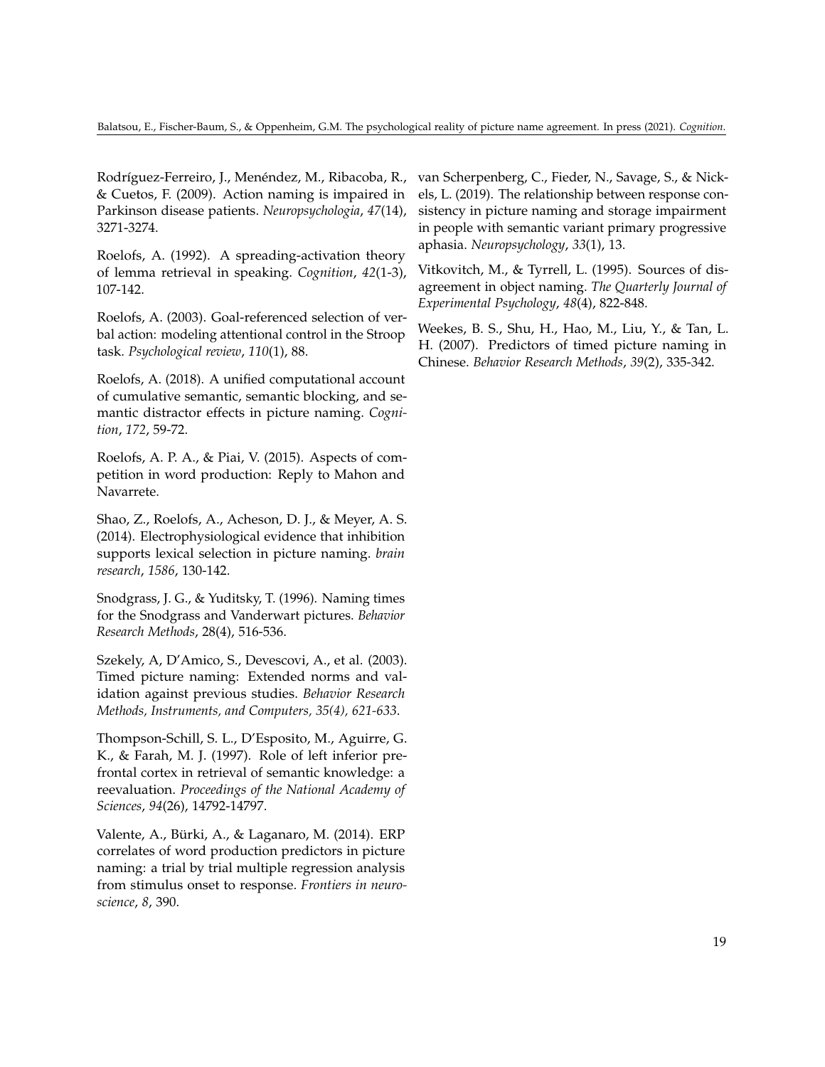Rodríguez-Ferreiro, J., Menéndez, M., Ribacoba, R., & Cuetos, F. (2009). Action naming is impaired in Parkinson disease patients. *Neuropsychologia*, *47*(14), 3271-3274.

Roelofs, A. (1992). A spreading-activation theory of lemma retrieval in speaking. *Cognition*, *42*(1-3), 107-142.

Roelofs, A. (2003). Goal-referenced selection of verbal action: modeling attentional control in the Stroop task. *Psychological review*, *110*(1), 88.

Roelofs, A. (2018). A unified computational account of cumulative semantic, semantic blocking, and semantic distractor effects in picture naming. *Cognition*, *172*, 59-72.

Roelofs, A. P. A., & Piai, V. (2015). Aspects of competition in word production: Reply to Mahon and Navarrete.

Shao, Z., Roelofs, A., Acheson, D. J., & Meyer, A. S. (2014). Electrophysiological evidence that inhibition supports lexical selection in picture naming. *brain research*, *1586*, 130-142.

Snodgrass, J. G., & Yuditsky, T. (1996). Naming times for the Snodgrass and Vanderwart pictures. *Behavior Research Methods*, 28(4), 516-536.

Szekely, A, D'Amico, S., Devescovi, A., et al. (2003). Timed picture naming: Extended norms and validation against previous studies. *Behavior Research Methods, Instruments, and Computers, 35(4), 621-633.*

Thompson-Schill, S. L., D'Esposito, M., Aguirre, G. K., & Farah, M. J. (1997). Role of left inferior prefrontal cortex in retrieval of semantic knowledge: a reevaluation. *Proceedings of the National Academy of Sciences*, *94*(26), 14792-14797.

Valente, A., Bürki, A., & Laganaro, M. (2014). ERP correlates of word production predictors in picture naming: a trial by trial multiple regression analysis from stimulus onset to response. *Frontiers in neuroscience*, *8*, 390.

van Scherpenberg, C., Fieder, N., Savage, S., & Nickels, L. (2019). The relationship between response consistency in picture naming and storage impairment in people with semantic variant primary progressive aphasia. *Neuropsychology*, *33*(1), 13.

Vitkovitch, M., & Tyrrell, L. (1995). Sources of disagreement in object naming. *The Quarterly Journal of Experimental Psychology*, *48*(4), 822-848.

Weekes, B. S., Shu, H., Hao, M., Liu, Y., & Tan, L. H. (2007). Predictors of timed picture naming in Chinese. *Behavior Research Methods*, *39*(2), 335-342.